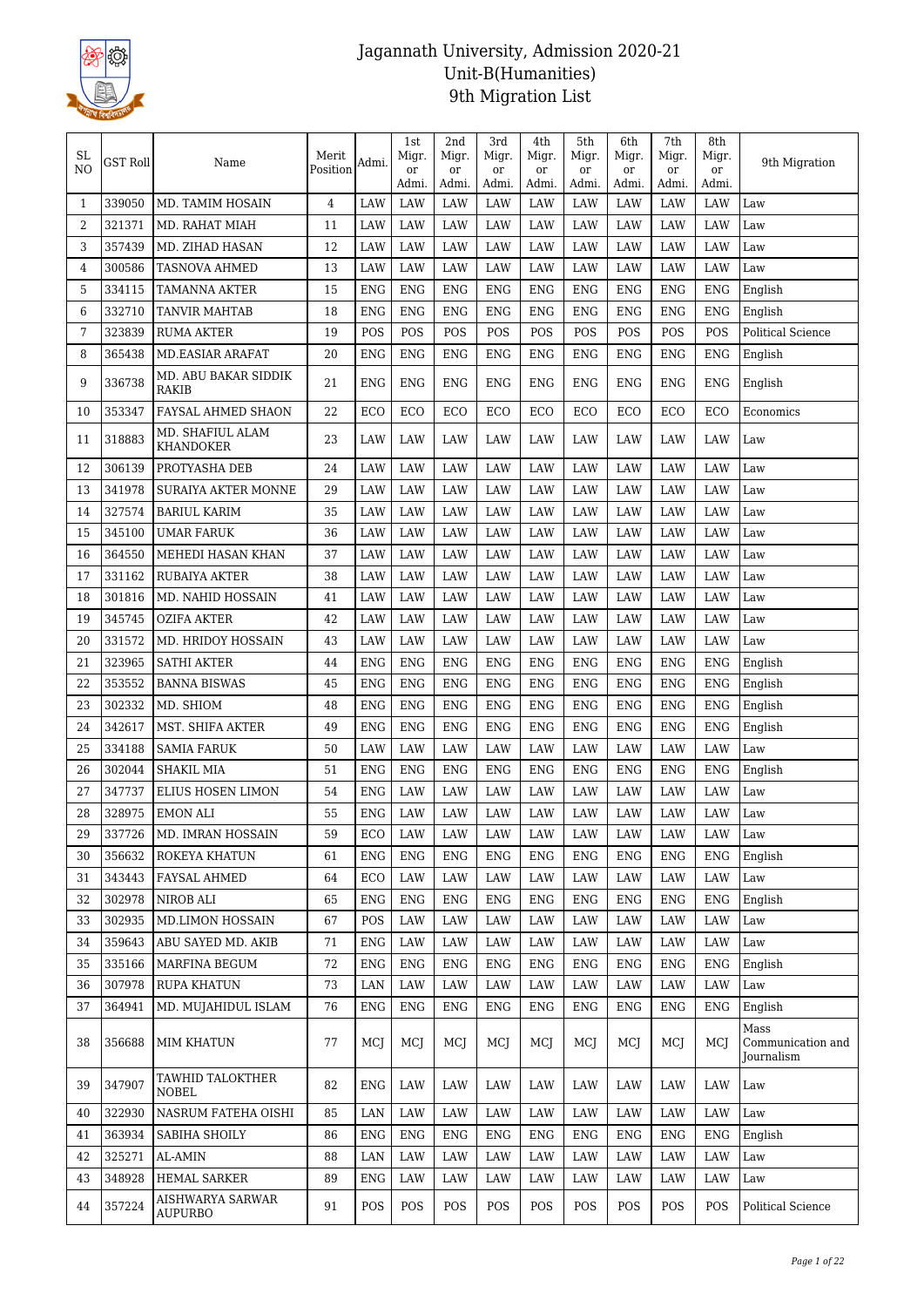# Jagannath University, Admission 2020-21
## Unit-B(Humanities)
## 9th Migration List

| SL NO | GST Roll | Name | Merit Position | Admi. | 1st Migr. or Admi. | 2nd Migr. or Admi. | 3rd Migr. or Admi. | 4th Migr. or Admi. | 5th Migr. or Admi. | 6th Migr. or Admi. | 7th Migr. or Admi. | 8th Migr. or Admi. | 9th Migration |
|---|---|---|---|---|---|---|---|---|---|---|---|---|---|
| 1 | 339050 | MD. TAMIM HOSAIN | 4 | LAW | LAW | LAW | LAW | LAW | LAW | LAW | LAW | LAW | Law |
| 2 | 321371 | MD. RAHAT MIAH | 11 | LAW | LAW | LAW | LAW | LAW | LAW | LAW | LAW | LAW | Law |
| 3 | 357439 | MD. ZIHAD HASAN | 12 | LAW | LAW | LAW | LAW | LAW | LAW | LAW | LAW | LAW | Law |
| 4 | 300586 | TASNOVA AHMED | 13 | LAW | LAW | LAW | LAW | LAW | LAW | LAW | LAW | LAW | Law |
| 5 | 334115 | TAMANNA AKTER | 15 | ENG | ENG | ENG | ENG | ENG | ENG | ENG | ENG | ENG | English |
| 6 | 332710 | TANVIR MAHTAB | 18 | ENG | ENG | ENG | ENG | ENG | ENG | ENG | ENG | ENG | English |
| 7 | 323839 | RUMA AKTER | 19 | POS | POS | POS | POS | POS | POS | POS | POS | POS | Political Science |
| 8 | 365438 | MD.EASIAR ARAFAT | 20 | ENG | ENG | ENG | ENG | ENG | ENG | ENG | ENG | ENG | English |
| 9 | 336738 | MD. ABU BAKAR SIDDIK RAKIB | 21 | ENG | ENG | ENG | ENG | ENG | ENG | ENG | ENG | ENG | English |
| 10 | 353347 | FAYSAL AHMED SHAON | 22 | ECO | ECO | ECO | ECO | ECO | ECO | ECO | ECO | ECO | Economics |
| 11 | 318883 | MD. SHAFIUL ALAM KHANDOKER | 23 | LAW | LAW | LAW | LAW | LAW | LAW | LAW | LAW | LAW | Law |
| 12 | 306139 | PROTYASHA DEB | 24 | LAW | LAW | LAW | LAW | LAW | LAW | LAW | LAW | LAW | Law |
| 13 | 341978 | SURAIYA AKTER MONNE | 29 | LAW | LAW | LAW | LAW | LAW | LAW | LAW | LAW | LAW | Law |
| 14 | 327574 | BARIUL KARIM | 35 | LAW | LAW | LAW | LAW | LAW | LAW | LAW | LAW | LAW | Law |
| 15 | 345100 | UMAR FARUK | 36 | LAW | LAW | LAW | LAW | LAW | LAW | LAW | LAW | LAW | Law |
| 16 | 364550 | MEHEDI HASAN KHAN | 37 | LAW | LAW | LAW | LAW | LAW | LAW | LAW | LAW | LAW | Law |
| 17 | 331162 | RUBAIYA AKTER | 38 | LAW | LAW | LAW | LAW | LAW | LAW | LAW | LAW | LAW | Law |
| 18 | 301816 | MD. NAHID HOSSAIN | 41 | LAW | LAW | LAW | LAW | LAW | LAW | LAW | LAW | LAW | Law |
| 19 | 345745 | OZIFA AKTER | 42 | LAW | LAW | LAW | LAW | LAW | LAW | LAW | LAW | LAW | Law |
| 20 | 331572 | MD. HRIDOY HOSSAIN | 43 | LAW | LAW | LAW | LAW | LAW | LAW | LAW | LAW | LAW | Law |
| 21 | 323965 | SATHI AKTER | 44 | ENG | ENG | ENG | ENG | ENG | ENG | ENG | ENG | ENG | English |
| 22 | 353552 | BANNA BISWAS | 45 | ENG | ENG | ENG | ENG | ENG | ENG | ENG | ENG | ENG | English |
| 23 | 302332 | MD. SHIOM | 48 | ENG | ENG | ENG | ENG | ENG | ENG | ENG | ENG | ENG | English |
| 24 | 342617 | MST. SHIFA AKTER | 49 | ENG | ENG | ENG | ENG | ENG | ENG | ENG | ENG | ENG | English |
| 25 | 334188 | SAMIA FARUK | 50 | LAW | LAW | LAW | LAW | LAW | LAW | LAW | LAW | LAW | Law |
| 26 | 302044 | SHAKIL MIA | 51 | ENG | ENG | ENG | ENG | ENG | ENG | ENG | ENG | ENG | English |
| 27 | 347737 | ELIUS HOSEN LIMON | 54 | ENG | LAW | LAW | LAW | LAW | LAW | LAW | LAW | LAW | Law |
| 28 | 328975 | EMON ALI | 55 | ENG | LAW | LAW | LAW | LAW | LAW | LAW | LAW | LAW | Law |
| 29 | 337726 | MD. IMRAN HOSSAIN | 59 | ECO | LAW | LAW | LAW | LAW | LAW | LAW | LAW | LAW | Law |
| 30 | 356632 | ROKEYA KHATUN | 61 | ENG | ENG | ENG | ENG | ENG | ENG | ENG | ENG | ENG | English |
| 31 | 343443 | FAYSAL AHMED | 64 | ECO | LAW | LAW | LAW | LAW | LAW | LAW | LAW | LAW | Law |
| 32 | 302978 | NIROB ALI | 65 | ENG | ENG | ENG | ENG | ENG | ENG | ENG | ENG | ENG | English |
| 33 | 302935 | MD.LIMON HOSSAIN | 67 | POS | LAW | LAW | LAW | LAW | LAW | LAW | LAW | LAW | Law |
| 34 | 359643 | ABU SAYED MD. AKIB | 71 | ENG | LAW | LAW | LAW | LAW | LAW | LAW | LAW | LAW | Law |
| 35 | 335166 | MARFINA BEGUM | 72 | ENG | ENG | ENG | ENG | ENG | ENG | ENG | ENG | ENG | English |
| 36 | 307978 | RUPA KHATUN | 73 | LAN | LAW | LAW | LAW | LAW | LAW | LAW | LAW | LAW | Law |
| 37 | 364941 | MD. MUJAHIDUL ISLAM | 76 | ENG | ENG | ENG | ENG | ENG | ENG | ENG | ENG | ENG | English |
| 38 | 356688 | MIM KHATUN | 77 | MCJ | MCJ | MCJ | MCJ | MCJ | MCJ | MCJ | MCJ | MCJ | Mass Communication and Journalism |
| 39 | 347907 | TAWHID TALOKTHER NOBEL | 82 | ENG | LAW | LAW | LAW | LAW | LAW | LAW | LAW | LAW | Law |
| 40 | 322930 | NASRUM FATEHA OISHI | 85 | LAN | LAW | LAW | LAW | LAW | LAW | LAW | LAW | LAW | Law |
| 41 | 363934 | SABIHA SHOILY | 86 | ENG | ENG | ENG | ENG | ENG | ENG | ENG | ENG | ENG | English |
| 42 | 325271 | AL-AMIN | 88 | LAN | LAW | LAW | LAW | LAW | LAW | LAW | LAW | LAW | Law |
| 43 | 348928 | HEMAL SARKER | 89 | ENG | LAW | LAW | LAW | LAW | LAW | LAW | LAW | LAW | Law |
| 44 | 357224 | AISHWARYA SARWAR AUPURBO | 91 | POS | POS | POS | POS | POS | POS | POS | POS | POS | Political Science |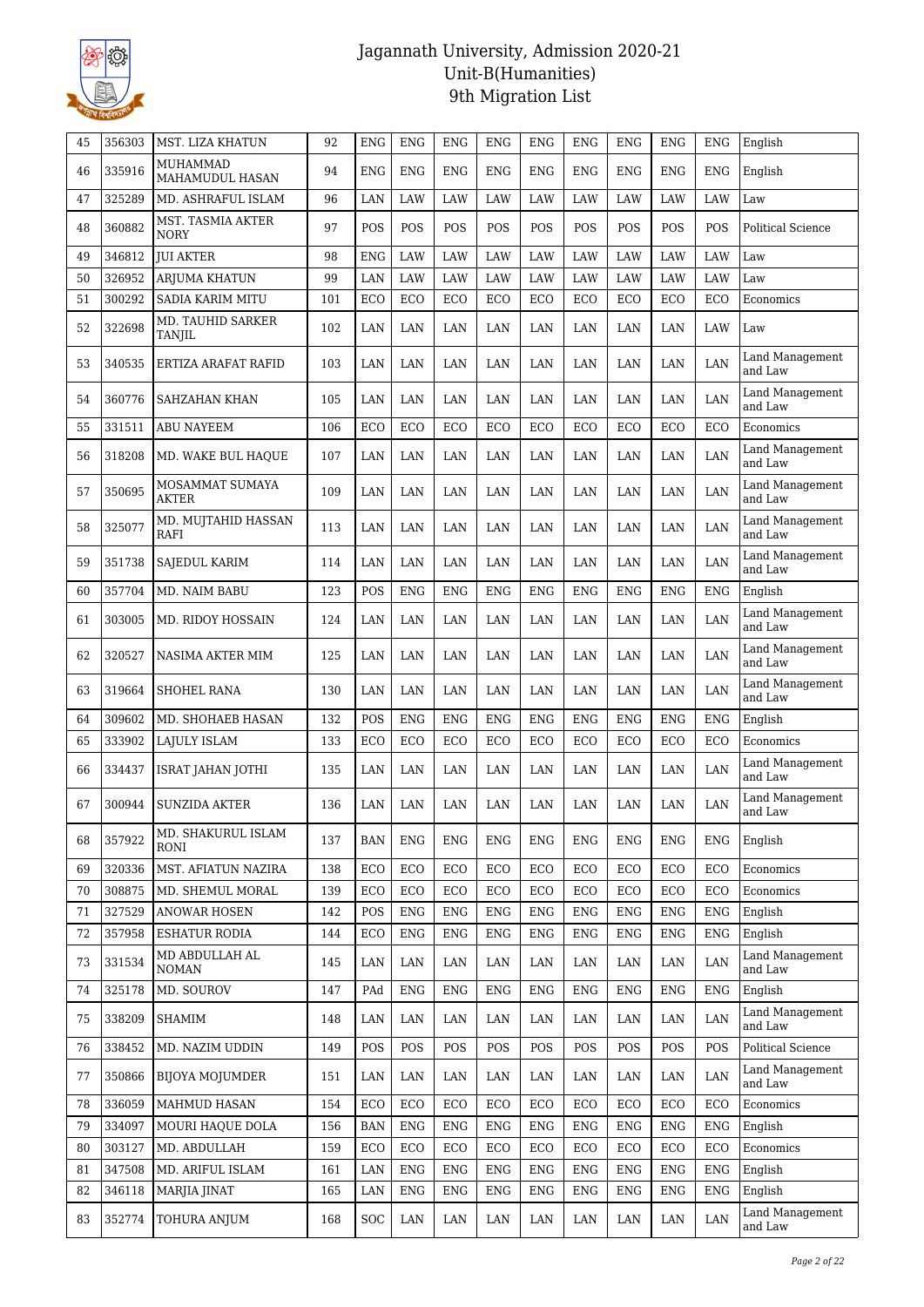# Jagannath University, Admission 2020-21
## Unit-B(Humanities)
## 9th Migration List

| 45 | 356303 | MST. LIZA KHATUN | 92 | ENG | ENG | ENG | ENG | ENG | ENG | ENG | ENG | ENG | English |
|---|---|---|---|---|---|---|---|---|---|---|---|---|---|
| 46 | 335916 | MUHAMMAD MAHAMUDUL HASAN | 94 | ENG | ENG | ENG | ENG | ENG | ENG | ENG | ENG | ENG | English |
| 47 | 325289 | MD. ASHRAFUL ISLAM | 96 | LAN | LAW | LAW | LAW | LAW | LAW | LAW | LAW | LAW | Law |
| 48 | 360882 | MST. TASMIA AKTER NORY | 97 | POS | POS | POS | POS | POS | POS | POS | POS | POS | Political Science |
| 49 | 346812 | JUI AKTER | 98 | ENG | LAW | LAW | LAW | LAW | LAW | LAW | LAW | LAW | Law |
| 50 | 326952 | ARJUMA KHATUN | 99 | LAN | LAW | LAW | LAW | LAW | LAW | LAW | LAW | LAW | Law |
| 51 | 300292 | SADIA KARIM MITU | 101 | ECO | ECO | ECO | ECO | ECO | ECO | ECO | ECO | ECO | Economics |
| 52 | 322698 | MD. TAUHID SARKER TANJIL | 102 | LAN | LAN | LAN | LAN | LAN | LAN | LAN | LAN | LAW | Law |
| 53 | 340535 | ERTIZA ARAFAT RAFID | 103 | LAN | LAN | LAN | LAN | LAN | LAN | LAN | LAN | LAN | Land Management and Law |
| 54 | 360776 | SAHZAHAN KHAN | 105 | LAN | LAN | LAN | LAN | LAN | LAN | LAN | LAN | LAN | Land Management and Law |
| 55 | 331511 | ABU NAYEEM | 106 | ECO | ECO | ECO | ECO | ECO | ECO | ECO | ECO | ECO | Economics |
| 56 | 318208 | MD. WAKE BUL HAQUE | 107 | LAN | LAN | LAN | LAN | LAN | LAN | LAN | LAN | LAN | Land Management and Law |
| 57 | 350695 | MOSAMMAT SUMAYA AKTER | 109 | LAN | LAN | LAN | LAN | LAN | LAN | LAN | LAN | LAN | Land Management and Law |
| 58 | 325077 | MD. MUJTAHID HASSAN RAFI | 113 | LAN | LAN | LAN | LAN | LAN | LAN | LAN | LAN | LAN | Land Management and Law |
| 59 | 351738 | SAJEDUL KARIM | 114 | LAN | LAN | LAN | LAN | LAN | LAN | LAN | LAN | LAN | Land Management and Law |
| 60 | 357704 | MD. NAIM BABU | 123 | POS | ENG | ENG | ENG | ENG | ENG | ENG | ENG | ENG | English |
| 61 | 303005 | MD. RIDOY HOSSAIN | 124 | LAN | LAN | LAN | LAN | LAN | LAN | LAN | LAN | LAN | Land Management and Law |
| 62 | 320527 | NASIMA AKTER MIM | 125 | LAN | LAN | LAN | LAN | LAN | LAN | LAN | LAN | LAN | Land Management and Law |
| 63 | 319664 | SHOHEL RANA | 130 | LAN | LAN | LAN | LAN | LAN | LAN | LAN | LAN | LAN | Land Management and Law |
| 64 | 309602 | MD. SHOHAEB HASAN | 132 | POS | ENG | ENG | ENG | ENG | ENG | ENG | ENG | ENG | English |
| 65 | 333902 | LAJULY ISLAM | 133 | ECO | ECO | ECO | ECO | ECO | ECO | ECO | ECO | ECO | Economics |
| 66 | 334437 | ISRAT JAHAN JOTHI | 135 | LAN | LAN | LAN | LAN | LAN | LAN | LAN | LAN | LAN | Land Management and Law |
| 67 | 300944 | SUNZIDA AKTER | 136 | LAN | LAN | LAN | LAN | LAN | LAN | LAN | LAN | LAN | Land Management and Law |
| 68 | 357922 | MD. SHAKURUL ISLAM RONI | 137 | BAN | ENG | ENG | ENG | ENG | ENG | ENG | ENG | ENG | English |
| 69 | 320336 | MST. AFIATUN NAZIRA | 138 | ECO | ECO | ECO | ECO | ECO | ECO | ECO | ECO | ECO | Economics |
| 70 | 308875 | MD. SHEMUL MORAL | 139 | ECO | ECO | ECO | ECO | ECO | ECO | ECO | ECO | ECO | Economics |
| 71 | 327529 | ANOWAR HOSEN | 142 | POS | ENG | ENG | ENG | ENG | ENG | ENG | ENG | ENG | English |
| 72 | 357958 | ESHATUR RODIA | 144 | ECO | ENG | ENG | ENG | ENG | ENG | ENG | ENG | ENG | English |
| 73 | 331534 | MD ABDULLAH AL NOMAN | 145 | LAN | LAN | LAN | LAN | LAN | LAN | LAN | LAN | LAN | Land Management and Law |
| 74 | 325178 | MD. SOUROV | 147 | PAd | ENG | ENG | ENG | ENG | ENG | ENG | ENG | ENG | English |
| 75 | 338209 | SHAMIM | 148 | LAN | LAN | LAN | LAN | LAN | LAN | LAN | LAN | LAN | Land Management and Law |
| 76 | 338452 | MD. NAZIM UDDIN | 149 | POS | POS | POS | POS | POS | POS | POS | POS | POS | Political Science |
| 77 | 350866 | BIJOYA MOJUMDER | 151 | LAN | LAN | LAN | LAN | LAN | LAN | LAN | LAN | LAN | Land Management and Law |
| 78 | 336059 | MAHMUD HASAN | 154 | ECO | ECO | ECO | ECO | ECO | ECO | ECO | ECO | ECO | Economics |
| 79 | 334097 | MOURI HAQUE DOLA | 156 | BAN | ENG | ENG | ENG | ENG | ENG | ENG | ENG | ENG | English |
| 80 | 303127 | MD. ABDULLAH | 159 | ECO | ECO | ECO | ECO | ECO | ECO | ECO | ECO | ECO | Economics |
| 81 | 347508 | MD. ARIFUL ISLAM | 161 | LAN | ENG | ENG | ENG | ENG | ENG | ENG | ENG | ENG | English |
| 82 | 346118 | MARJIA JINAT | 165 | LAN | ENG | ENG | ENG | ENG | ENG | ENG | ENG | ENG | English |
| 83 | 352774 | TOHURA ANJUM | 168 | SOC | LAN | LAN | LAN | LAN | LAN | LAN | LAN | LAN | Land Management and Law |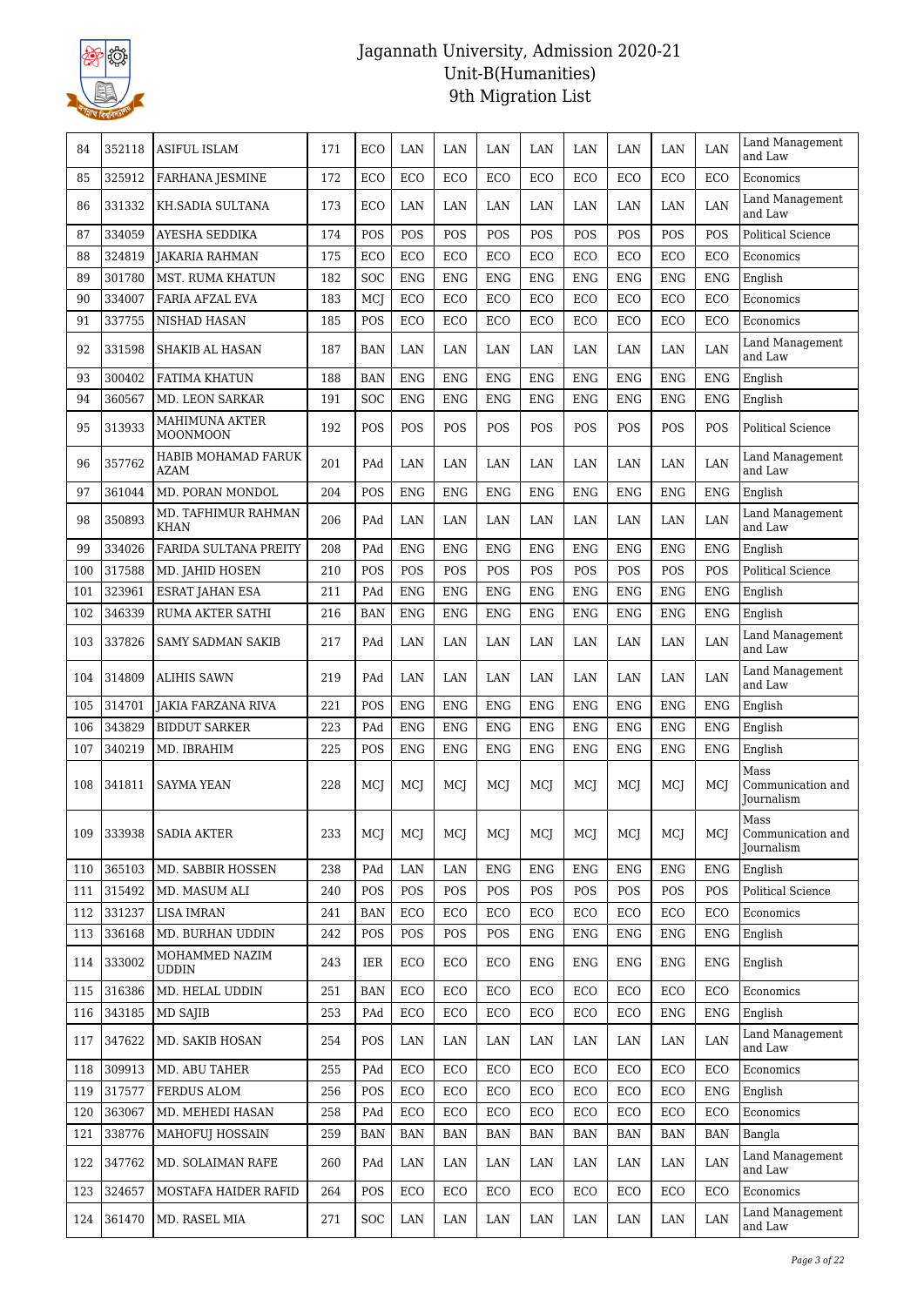# Jagannath University, Admission 2020-21
## Unit-B(Humanities)
## 9th Migration List

| 84 | 352118 | ASIFUL ISLAM | 171 | ECO | LAN | LAN | LAN | LAN | LAN | LAN | LAN | LAN | Land Management and Law |
|---|---|---|---|---|---|---|---|---|---|---|---|---|---|
| 85 | 325912 | FARHANA JESMINE | 172 | ECO | ECO | ECO | ECO | ECO | ECO | ECO | ECO | ECO | Economics |
| 86 | 331332 | KH.SADIA SULTANA | 173 | ECO | LAN | LAN | LAN | LAN | LAN | LAN | LAN | LAN | Land Management and Law |
| 87 | 334059 | AYESHA SEDDIKA | 174 | POS | POS | POS | POS | POS | POS | POS | POS | POS | Political Science |
| 88 | 324819 | JAKARIA RAHMAN | 175 | ECO | ECO | ECO | ECO | ECO | ECO | ECO | ECO | ECO | Economics |
| 89 | 301780 | MST. RUMA KHATUN | 182 | SOC | ENG | ENG | ENG | ENG | ENG | ENG | ENG | ENG | English |
| 90 | 334007 | FARIA AFZAL EVA | 183 | MCJ | ECO | ECO | ECO | ECO | ECO | ECO | ECO | ECO | Economics |
| 91 | 337755 | NISHAD HASAN | 185 | POS | ECO | ECO | ECO | ECO | ECO | ECO | ECO | ECO | Economics |
| 92 | 331598 | SHAKIB AL HASAN | 187 | BAN | LAN | LAN | LAN | LAN | LAN | LAN | LAN | LAN | Land Management and Law |
| 93 | 300402 | FATIMA KHATUN | 188 | BAN | ENG | ENG | ENG | ENG | ENG | ENG | ENG | ENG | English |
| 94 | 360567 | MD. LEON SARKAR | 191 | SOC | ENG | ENG | ENG | ENG | ENG | ENG | ENG | ENG | English |
| 95 | 313933 | MAHIMUNA AKTER MOONMOON | 192 | POS | POS | POS | POS | POS | POS | POS | POS | POS | Political Science |
| 96 | 357762 | HABIB MOHAMAD FARUK AZAM | 201 | PAd | LAN | LAN | LAN | LAN | LAN | LAN | LAN | LAN | Land Management and Law |
| 97 | 361044 | MD. PORAN MONDOL | 204 | POS | ENG | ENG | ENG | ENG | ENG | ENG | ENG | ENG | English |
| 98 | 350893 | MD. TAFHIMUR RAHMAN KHAN | 206 | PAd | LAN | LAN | LAN | LAN | LAN | LAN | LAN | LAN | Land Management and Law |
| 99 | 334026 | FARIDA SULTANA PREITY | 208 | PAd | ENG | ENG | ENG | ENG | ENG | ENG | ENG | ENG | English |
| 100 | 317588 | MD. JAHID HOSEN | 210 | POS | POS | POS | POS | POS | POS | POS | POS | POS | Political Science |
| 101 | 323961 | ESRAT JAHAN ESA | 211 | PAd | ENG | ENG | ENG | ENG | ENG | ENG | ENG | ENG | English |
| 102 | 346339 | RUMA AKTER SATHI | 216 | BAN | ENG | ENG | ENG | ENG | ENG | ENG | ENG | ENG | English |
| 103 | 337826 | SAMY SADMAN SAKIB | 217 | PAd | LAN | LAN | LAN | LAN | LAN | LAN | LAN | LAN | Land Management and Law |
| 104 | 314809 | ALIHIS SAWN | 219 | PAd | LAN | LAN | LAN | LAN | LAN | LAN | LAN | LAN | Land Management and Law |
| 105 | 314701 | JAKIA FARZANA RIVA | 221 | POS | ENG | ENG | ENG | ENG | ENG | ENG | ENG | ENG | English |
| 106 | 343829 | BIDDUT SARKER | 223 | PAd | ENG | ENG | ENG | ENG | ENG | ENG | ENG | ENG | English |
| 107 | 340219 | MD. IBRAHIM | 225 | POS | ENG | ENG | ENG | ENG | ENG | ENG | ENG | ENG | English |
| 108 | 341811 | SAYMA YEAN | 228 | MCJ | MCJ | MCJ | MCJ | MCJ | MCJ | MCJ | MCJ | MCJ | Mass Communication and Journalism |
| 109 | 333938 | SADIA AKTER | 233 | MCJ | MCJ | MCJ | MCJ | MCJ | MCJ | MCJ | MCJ | MCJ | Mass Communication and Journalism |
| 110 | 365103 | MD. SABBIR HOSSEN | 238 | PAd | LAN | LAN | ENG | ENG | ENG | ENG | ENG | ENG | English |
| 111 | 315492 | MD. MASUM ALI | 240 | POS | POS | POS | POS | POS | POS | POS | POS | POS | Political Science |
| 112 | 331237 | LISA IMRAN | 241 | BAN | ECO | ECO | ECO | ECO | ECO | ECO | ECO | ECO | Economics |
| 113 | 336168 | MD. BURHAN UDDIN | 242 | POS | POS | POS | POS | ENG | ENG | ENG | ENG | ENG | English |
| 114 | 333002 | MOHAMMED NAZIM UDDIN | 243 | IER | ECO | ECO | ECO | ENG | ENG | ENG | ENG | ENG | English |
| 115 | 316386 | MD. HELAL UDDIN | 251 | BAN | ECO | ECO | ECO | ECO | ECO | ECO | ECO | ECO | Economics |
| 116 | 343185 | MD SAJIB | 253 | PAd | ECO | ECO | ECO | ECO | ECO | ECO | ENG | ENG | English |
| 117 | 347622 | MD. SAKIB HOSAN | 254 | POS | LAN | LAN | LAN | LAN | LAN | LAN | LAN | LAN | Land Management and Law |
| 118 | 309913 | MD. ABU TAHER | 255 | PAd | ECO | ECO | ECO | ECO | ECO | ECO | ECO | ECO | Economics |
| 119 | 317577 | FERDUS ALOM | 256 | POS | ECO | ECO | ECO | ECO | ECO | ECO | ECO | ENG | English |
| 120 | 363067 | MD. MEHEDI HASAN | 258 | PAd | ECO | ECO | ECO | ECO | ECO | ECO | ECO | ECO | Economics |
| 121 | 338776 | MAHOFUJ HOSSAIN | 259 | BAN | BAN | BAN | BAN | BAN | BAN | BAN | BAN | BAN | Bangla |
| 122 | 347762 | MD. SOLAIMAN RAFE | 260 | PAd | LAN | LAN | LAN | LAN | LAN | LAN | LAN | LAN | Land Management and Law |
| 123 | 324657 | MOSTAFA HAIDER RAFID | 264 | POS | ECO | ECO | ECO | ECO | ECO | ECO | ECO | ECO | Economics |
| 124 | 361470 | MD. RASEL MIA | 271 | SOC | LAN | LAN | LAN | LAN | LAN | LAN | LAN | LAN | Land Management and Law |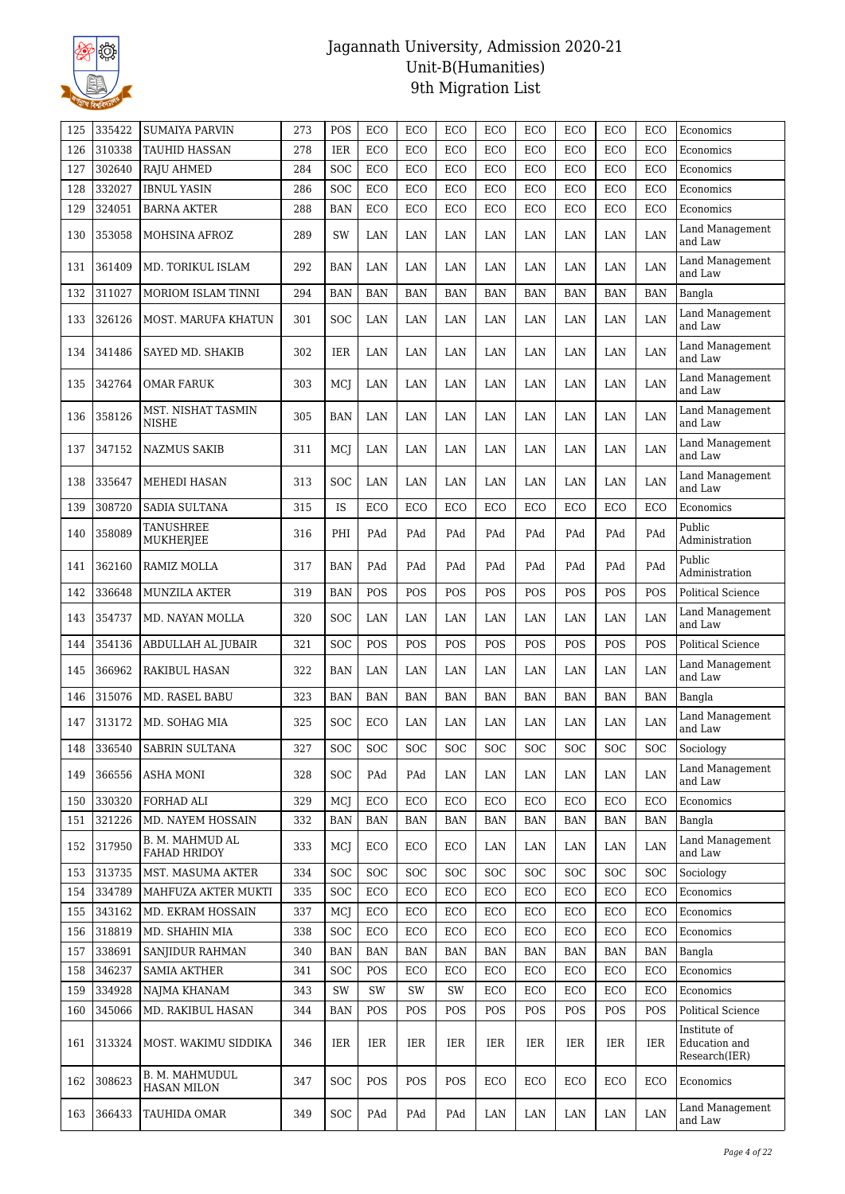# Jagannath University, Admission 2020-21
## Unit-B(Humanities)
## 9th Migration List

| | | | | | | | | | | | | | |
|---|---|---|---|---|---|---|---|---|---|---|---|---|---|
| 125 | 335422 | SUMAIYA PARVIN | 273 | POS | ECO | ECO | ECO | ECO | ECO | ECO | ECO | ECO | Economics |
| 126 | 310338 | TAUHID HASSAN | 278 | IER | ECO | ECO | ECO | ECO | ECO | ECO | ECO | ECO | Economics |
| 127 | 302640 | RAJU AHMED | 284 | SOC | ECO | ECO | ECO | ECO | ECO | ECO | ECO | ECO | Economics |
| 128 | 332027 | IBNUL YASIN | 286 | SOC | ECO | ECO | ECO | ECO | ECO | ECO | ECO | ECO | Economics |
| 129 | 324051 | BARNA AKTER | 288 | BAN | ECO | ECO | ECO | ECO | ECO | ECO | ECO | ECO | Economics |
| 130 | 353058 | MOHSINA AFROZ | 289 | SW | LAN | LAN | LAN | LAN | LAN | LAN | LAN | LAN | Land Management and Law |
| 131 | 361409 | MD. TORIKUL ISLAM | 292 | BAN | LAN | LAN | LAN | LAN | LAN | LAN | LAN | LAN | Land Management and Law |
| 132 | 311027 | MORIOM ISLAM TINNI | 294 | BAN | BAN | BAN | BAN | BAN | BAN | BAN | BAN | BAN | Bangla |
| 133 | 326126 | MOST. MARUFA KHATUN | 301 | SOC | LAN | LAN | LAN | LAN | LAN | LAN | LAN | LAN | Land Management and Law |
| 134 | 341486 | SAYED MD. SHAKIB | 302 | IER | LAN | LAN | LAN | LAN | LAN | LAN | LAN | LAN | Land Management and Law |
| 135 | 342764 | OMAR FARUK | 303 | MCJ | LAN | LAN | LAN | LAN | LAN | LAN | LAN | LAN | Land Management and Law |
| 136 | 358126 | MST. NISHAT TASMIN NISHE | 305 | BAN | LAN | LAN | LAN | LAN | LAN | LAN | LAN | LAN | Land Management and Law |
| 137 | 347152 | NAZMUS SAKIB | 311 | MCJ | LAN | LAN | LAN | LAN | LAN | LAN | LAN | LAN | Land Management and Law |
| 138 | 335647 | MEHEDI HASAN | 313 | SOC | LAN | LAN | LAN | LAN | LAN | LAN | LAN | LAN | Land Management and Law |
| 139 | 308720 | SADIA SULTANA | 315 | IS | ECO | ECO | ECO | ECO | ECO | ECO | ECO | ECO | Economics |
| 140 | 358089 | TANUSHREE MUKHERJEE | 316 | PHI | PAd | PAd | PAd | PAd | PAd | PAd | PAd | PAd | Public Administration |
| 141 | 362160 | RAMIZ MOLLA | 317 | BAN | PAd | PAd | PAd | PAd | PAd | PAd | PAd | PAd | Public Administration |
| 142 | 336648 | MUNZILA AKTER | 319 | BAN | POS | POS | POS | POS | POS | POS | POS | POS | Political Science |
| 143 | 354737 | MD. NAYAN MOLLA | 320 | SOC | LAN | LAN | LAN | LAN | LAN | LAN | LAN | LAN | Land Management and Law |
| 144 | 354136 | ABDULLAH AL JUBAIR | 321 | SOC | POS | POS | POS | POS | POS | POS | POS | POS | Political Science |
| 145 | 366962 | RAKIBUL HASAN | 322 | BAN | LAN | LAN | LAN | LAN | LAN | LAN | LAN | LAN | Land Management and Law |
| 146 | 315076 | MD. RASEL BABU | 323 | BAN | BAN | BAN | BAN | BAN | BAN | BAN | BAN | BAN | Bangla |
| 147 | 313172 | MD. SOHAG MIA | 325 | SOC | ECO | LAN | LAN | LAN | LAN | LAN | LAN | LAN | Land Management and Law |
| 148 | 336540 | SABRIN SULTANA | 327 | SOC | SOC | SOC | SOC | SOC | SOC | SOC | SOC | SOC | Sociology |
| 149 | 366556 | ASHA MONI | 328 | SOC | PAd | PAd | LAN | LAN | LAN | LAN | LAN | LAN | Land Management and Law |
| 150 | 330320 | FORHAD ALI | 329 | MCJ | ECO | ECO | ECO | ECO | ECO | ECO | ECO | ECO | Economics |
| 151 | 321226 | MD. NAYEM HOSSAIN | 332 | BAN | BAN | BAN | BAN | BAN | BAN | BAN | BAN | BAN | Bangla |
| 152 | 317950 | B. M. MAHMUD AL FAHAD HRIDOY | 333 | MCJ | ECO | ECO | ECO | LAN | LAN | LAN | LAN | LAN | Land Management and Law |
| 153 | 313735 | MST. MASUMA AKTER | 334 | SOC | SOC | SOC | SOC | SOC | SOC | SOC | SOC | SOC | Sociology |
| 154 | 334789 | MAHFUZA AKTER MUKTI | 335 | SOC | ECO | ECO | ECO | ECO | ECO | ECO | ECO | ECO | Economics |
| 155 | 343162 | MD. EKRAM HOSSAIN | 337 | MCJ | ECO | ECO | ECO | ECO | ECO | ECO | ECO | ECO | Economics |
| 156 | 318819 | MD. SHAHIN MIA | 338 | SOC | ECO | ECO | ECO | ECO | ECO | ECO | ECO | ECO | Economics |
| 157 | 338691 | SANJIDUR RAHMAN | 340 | BAN | BAN | BAN | BAN | BAN | BAN | BAN | BAN | BAN | Bangla |
| 158 | 346237 | SAMIA AKTHER | 341 | SOC | POS | ECO | ECO | ECO | ECO | ECO | ECO | ECO | Economics |
| 159 | 334928 | NAJMA KHANAM | 343 | SW | SW | SW | SW | ECO | ECO | ECO | ECO | ECO | Economics |
| 160 | 345066 | MD. RAKIBUL HASAN | 344 | BAN | POS | POS | POS | POS | POS | POS | POS | POS | Political Science |
| 161 | 313324 | MOST. WAKIMU SIDDIKA | 346 | IER | IER | IER | IER | IER | IER | IER | IER | IER | Institute of Education and Research(IER) |
| 162 | 308623 | B. M. MAHMUDUL HASAN MILON | 347 | SOC | POS | POS | POS | ECO | ECO | ECO | ECO | ECO | Economics |
| 163 | 366433 | TAUHIDA OMAR | 349 | SOC | PAd | PAd | PAd | LAN | LAN | LAN | LAN | LAN | Land Management and Law |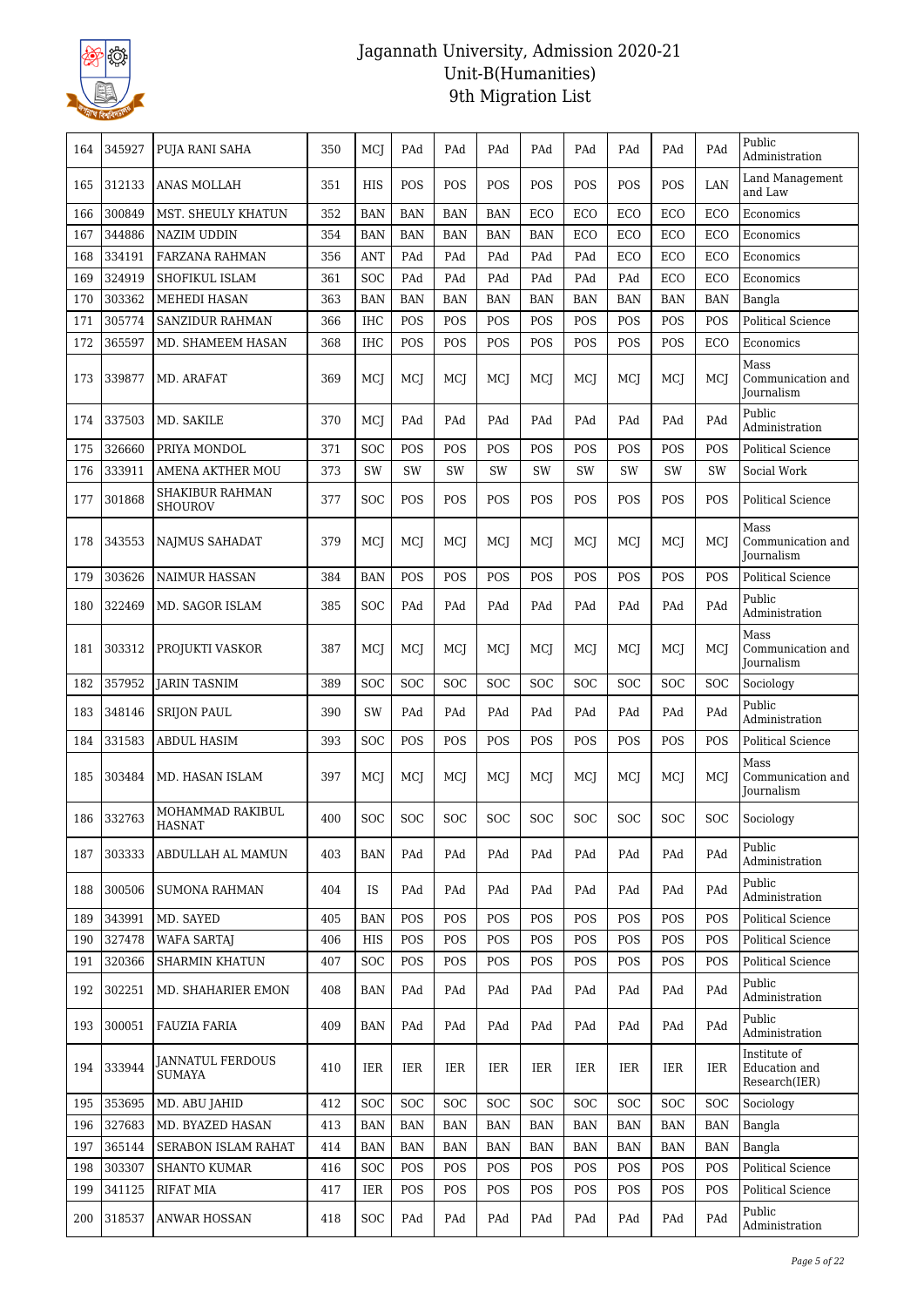# Jagannath University, Admission 2020-21
## Unit-B(Humanities)
## 9th Migration List

| 164 | 345927 | PUJA RANI SAHA | 350 | MCJ | PAd | PAd | PAd | PAd | PAd | PAd | PAd | PAd | Public Administration |
|---|---|---|---|---|---|---|---|---|---|---|---|---|---|
| 165 | 312133 | ANAS MOLLAH | 351 | HIS | POS | POS | POS | POS | POS | POS | POS | LAN | Land Management and Law |
| 166 | 300849 | MST. SHEULY KHATUN | 352 | BAN | BAN | BAN | BAN | ECO | ECO | ECO | ECO | ECO | Economics |
| 167 | 344886 | NAZIM UDDIN | 354 | BAN | BAN | BAN | BAN | BAN | ECO | ECO | ECO | ECO | Economics |
| 168 | 334191 | FARZANA RAHMAN | 356 | ANT | PAd | PAd | PAd | PAd | PAd | ECO | ECO | ECO | Economics |
| 169 | 324919 | SHOFIKUL ISLAM | 361 | SOC | PAd | PAd | PAd | PAd | PAd | PAd | ECO | ECO | Economics |
| 170 | 303362 | MEHEDI HASAN | 363 | BAN | BAN | BAN | BAN | BAN | BAN | BAN | BAN | BAN | Bangla |
| 171 | 305774 | SANZIDUR RAHMAN | 366 | IHC | POS | POS | POS | POS | POS | POS | POS | POS | Political Science |
| 172 | 365597 | MD. SHAMEEM HASAN | 368 | IHC | POS | POS | POS | POS | POS | POS | POS | ECO | Economics |
| 173 | 339877 | MD. ARAFAT | 369 | MCJ | MCJ | MCJ | MCJ | MCJ | MCJ | MCJ | MCJ | MCJ | Mass Communication and Journalism |
| 174 | 337503 | MD. SAKILE | 370 | MCJ | PAd | PAd | PAd | PAd | PAd | PAd | PAd | PAd | Public Administration |
| 175 | 326660 | PRIYA MONDOL | 371 | SOC | POS | POS | POS | POS | POS | POS | POS | POS | Political Science |
| 176 | 333911 | AMENA AKTHER MOU | 373 | SW | SW | SW | SW | SW | SW | SW | SW | SW | Social Work |
| 177 | 301868 | SHAKIBUR RAHMAN SHOUROV | 377 | SOC | POS | POS | POS | POS | POS | POS | POS | POS | Political Science |
| 178 | 343553 | NAJMUS SAHADAT | 379 | MCJ | MCJ | MCJ | MCJ | MCJ | MCJ | MCJ | MCJ | MCJ | Mass Communication and Journalism |
| 179 | 303626 | NAIMUR HASSAN | 384 | BAN | POS | POS | POS | POS | POS | POS | POS | POS | Political Science |
| 180 | 322469 | MD. SAGOR ISLAM | 385 | SOC | PAd | PAd | PAd | PAd | PAd | PAd | PAd | PAd | Public Administration |
| 181 | 303312 | PROJUKTI VASKOR | 387 | MCJ | MCJ | MCJ | MCJ | MCJ | MCJ | MCJ | MCJ | MCJ | Mass Communication and Journalism |
| 182 | 357952 | JARIN TASNIM | 389 | SOC | SOC | SOC | SOC | SOC | SOC | SOC | SOC | SOC | Sociology |
| 183 | 348146 | SRIJON PAUL | 390 | SW | PAd | PAd | PAd | PAd | PAd | PAd | PAd | PAd | Public Administration |
| 184 | 331583 | ABDUL HASIM | 393 | SOC | POS | POS | POS | POS | POS | POS | POS | POS | Political Science |
| 185 | 303484 | MD. HASAN ISLAM | 397 | MCJ | MCJ | MCJ | MCJ | MCJ | MCJ | MCJ | MCJ | MCJ | Mass Communication and Journalism |
| 186 | 332763 | MOHAMMAD RAKIBUL HASNAT | 400 | SOC | SOC | SOC | SOC | SOC | SOC | SOC | SOC | SOC | Sociology |
| 187 | 303333 | ABDULLAH AL MAMUN | 403 | BAN | PAd | PAd | PAd | PAd | PAd | PAd | PAd | PAd | Public Administration |
| 188 | 300506 | SUMONA RAHMAN | 404 | IS | PAd | PAd | PAd | PAd | PAd | PAd | PAd | PAd | Public Administration |
| 189 | 343991 | MD. SAYED | 405 | BAN | POS | POS | POS | POS | POS | POS | POS | POS | Political Science |
| 190 | 327478 | WAFA SARTAJ | 406 | HIS | POS | POS | POS | POS | POS | POS | POS | POS | Political Science |
| 191 | 320366 | SHARMIN KHATUN | 407 | SOC | POS | POS | POS | POS | POS | POS | POS | POS | Political Science |
| 192 | 302251 | MD. SHAHARIER EMON | 408 | BAN | PAd | PAd | PAd | PAd | PAd | PAd | PAd | PAd | Public Administration |
| 193 | 300051 | FAUZIA FARIA | 409 | BAN | PAd | PAd | PAd | PAd | PAd | PAd | PAd | PAd | Public Administration |
| 194 | 333944 | JANNATUL FERDOUS SUMAYA | 410 | IER | IER | IER | IER | IER | IER | IER | IER | IER | Institute of Education and Research(IER) |
| 195 | 353695 | MD. ABU JAHID | 412 | SOC | SOC | SOC | SOC | SOC | SOC | SOC | SOC | SOC | Sociology |
| 196 | 327683 | MD. BYAZED HASAN | 413 | BAN | BAN | BAN | BAN | BAN | BAN | BAN | BAN | BAN | Bangla |
| 197 | 365144 | SERABON ISLAM RAHAT | 414 | BAN | BAN | BAN | BAN | BAN | BAN | BAN | BAN | BAN | Bangla |
| 198 | 303307 | SHANTO KUMAR | 416 | SOC | POS | POS | POS | POS | POS | POS | POS | POS | Political Science |
| 199 | 341125 | RIFAT MIA | 417 | IER | POS | POS | POS | POS | POS | POS | POS | POS | Political Science |
| 200 | 318537 | ANWAR HOSSAN | 418 | SOC | PAd | PAd | PAd | PAd | PAd | PAd | PAd | PAd | Public Administration |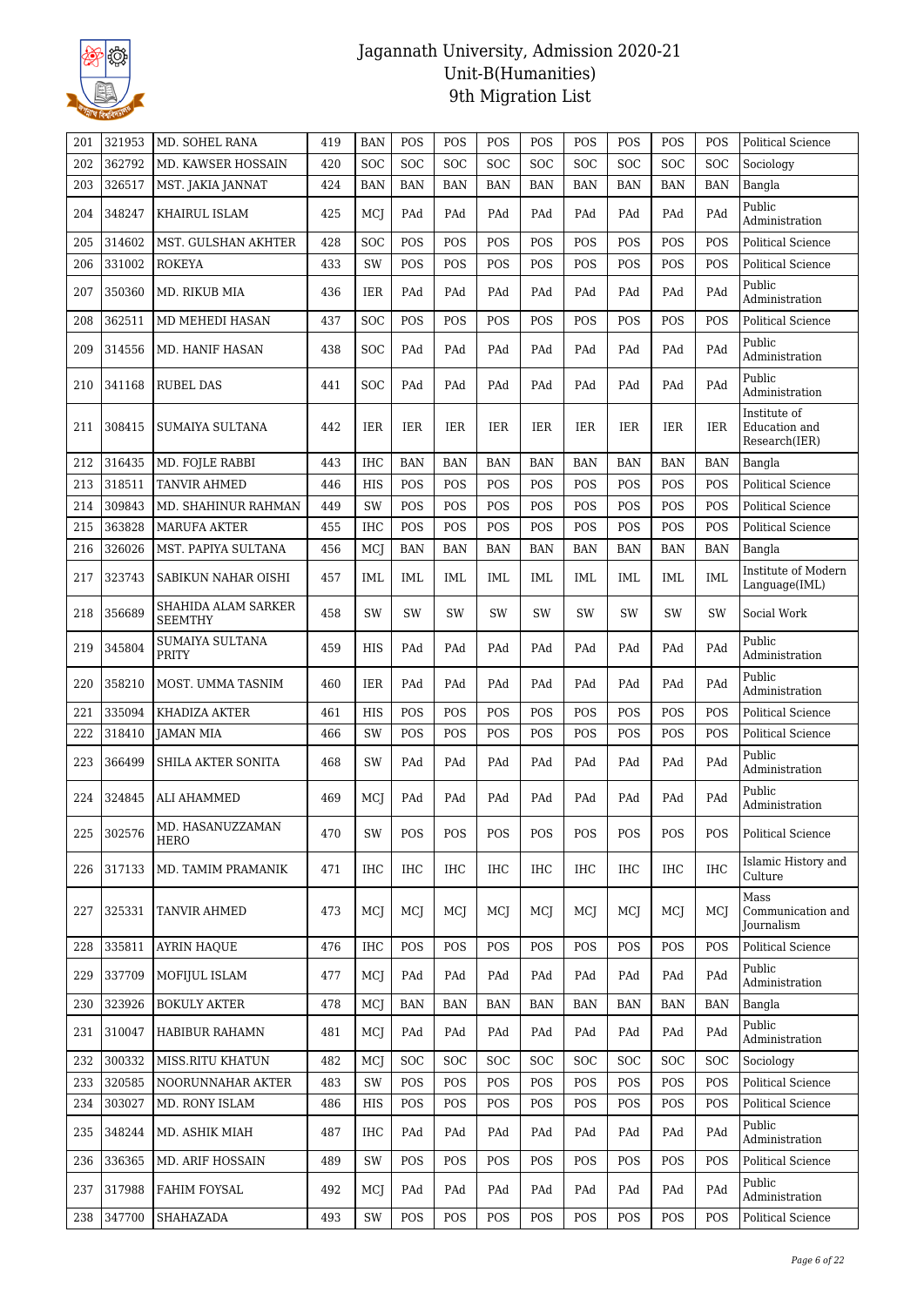# Jagannath University, Admission 2020-21
## Unit-B(Humanities)
## 9th Migration List

| 201 | 321953 | MD. SOHEL RANA | 419 | BAN | POS | POS | POS | POS | POS | POS | POS | POS | Political Science |
|---|---|---|---|---|---|---|---|---|---|---|---|---|---|
| 202 | 362792 | MD. KAWSER HOSSAIN | 420 | SOC | SOC | SOC | SOC | SOC | SOC | SOC | SOC | SOC | Sociology |
| 203 | 326517 | MST. JAKIA JANNAT | 424 | BAN | BAN | BAN | BAN | BAN | BAN | BAN | BAN | BAN | Bangla |
| 204 | 348247 | KHAIRUL ISLAM | 425 | MCJ | PAd | PAd | PAd | PAd | PAd | PAd | PAd | PAd | Public Administration |
| 205 | 314602 | MST. GULSHAN AKHTER | 428 | SOC | POS | POS | POS | POS | POS | POS | POS | POS | Political Science |
| 206 | 331002 | ROKEYA | 433 | SW | POS | POS | POS | POS | POS | POS | POS | POS | Political Science |
| 207 | 350360 | MD. RIKUB MIA | 436 | IER | PAd | PAd | PAd | PAd | PAd | PAd | PAd | PAd | Public Administration |
| 208 | 362511 | MD MEHEDI HASAN | 437 | SOC | POS | POS | POS | POS | POS | POS | POS | POS | Political Science |
| 209 | 314556 | MD. HANIF HASAN | 438 | SOC | PAd | PAd | PAd | PAd | PAd | PAd | PAd | PAd | Public Administration |
| 210 | 341168 | RUBEL DAS | 441 | SOC | PAd | PAd | PAd | PAd | PAd | PAd | PAd | PAd | Public Administration |
| 211 | 308415 | SUMAIYA SULTANA | 442 | IER | IER | IER | IER | IER | IER | IER | IER | IER | Institute of Education and Research(IER) |
| 212 | 316435 | MD. FOJLE RABBI | 443 | IHC | BAN | BAN | BAN | BAN | BAN | BAN | BAN | BAN | Bangla |
| 213 | 318511 | TANVIR AHMED | 446 | HIS | POS | POS | POS | POS | POS | POS | POS | POS | Political Science |
| 214 | 309843 | MD. SHAHINUR RAHMAN | 449 | SW | POS | POS | POS | POS | POS | POS | POS | POS | Political Science |
| 215 | 363828 | MARUFA AKTER | 455 | IHC | POS | POS | POS | POS | POS | POS | POS | POS | Political Science |
| 216 | 326026 | MST. PAPIYA SULTANA | 456 | MCJ | BAN | BAN | BAN | BAN | BAN | BAN | BAN | BAN | Bangla |
| 217 | 323743 | SABIKUN NAHAR OISHI | 457 | IML | IML | IML | IML | IML | IML | IML | IML | IML | Institute of Modern Language(IML) |
| 218 | 356689 | SHAHIDA ALAM SARKER SEEMTHY | 458 | SW | SW | SW | SW | SW | SW | SW | SW | SW | Social Work |
| 219 | 345804 | SUMAIYA SULTANA PRITY | 459 | HIS | PAd | PAd | PAd | PAd | PAd | PAd | PAd | PAd | Public Administration |
| 220 | 358210 | MOST. UMMA TASNIM | 460 | IER | PAd | PAd | PAd | PAd | PAd | PAd | PAd | PAd | Public Administration |
| 221 | 335094 | KHADIZA AKTER | 461 | HIS | POS | POS | POS | POS | POS | POS | POS | POS | Political Science |
| 222 | 318410 | JAMAN MIA | 466 | SW | POS | POS | POS | POS | POS | POS | POS | POS | Political Science |
| 223 | 366499 | SHILA AKTER SONITA | 468 | SW | PAd | PAd | PAd | PAd | PAd | PAd | PAd | PAd | Public Administration |
| 224 | 324845 | ALI AHAMMED | 469 | MCJ | PAd | PAd | PAd | PAd | PAd | PAd | PAd | PAd | Public Administration |
| 225 | 302576 | MD. HASANUZZAMAN HERO | 470 | SW | POS | POS | POS | POS | POS | POS | POS | POS | Political Science |
| 226 | 317133 | MD. TAMIM PRAMANIK | 471 | IHC | IHC | IHC | IHC | IHC | IHC | IHC | IHC | IHC | Islamic History and Culture |
| 227 | 325331 | TANVIR AHMED | 473 | MCJ | MCJ | MCJ | MCJ | MCJ | MCJ | MCJ | MCJ | MCJ | Mass Communication and Journalism |
| 228 | 335811 | AYRIN HAQUE | 476 | IHC | POS | POS | POS | POS | POS | POS | POS | POS | Political Science |
| 229 | 337709 | MOFIJUL ISLAM | 477 | MCJ | PAd | PAd | PAd | PAd | PAd | PAd | PAd | PAd | Public Administration |
| 230 | 323926 | BOKULY AKTER | 478 | MCJ | BAN | BAN | BAN | BAN | BAN | BAN | BAN | BAN | Bangla |
| 231 | 310047 | HABIBUR RAHAMN | 481 | MCJ | PAd | PAd | PAd | PAd | PAd | PAd | PAd | PAd | Public Administration |
| 232 | 300332 | MISS.RITU KHATUN | 482 | MCJ | SOC | SOC | SOC | SOC | SOC | SOC | SOC | SOC | Sociology |
| 233 | 320585 | NOORUNNAHAR AKTER | 483 | SW | POS | POS | POS | POS | POS | POS | POS | POS | Political Science |
| 234 | 303027 | MD. RONY ISLAM | 486 | HIS | POS | POS | POS | POS | POS | POS | POS | POS | Political Science |
| 235 | 348244 | MD. ASHIK MIAH | 487 | IHC | PAd | PAd | PAd | PAd | PAd | PAd | PAd | PAd | Public Administration |
| 236 | 336365 | MD. ARIF HOSSAIN | 489 | SW | POS | POS | POS | POS | POS | POS | POS | POS | Political Science |
| 237 | 317988 | FAHIM FOYSAL | 492 | MCJ | PAd | PAd | PAd | PAd | PAd | PAd | PAd | PAd | Public Administration |
| 238 | 347700 | SHAHAZADA | 493 | SW | POS | POS | POS | POS | POS | POS | POS | POS | Political Science |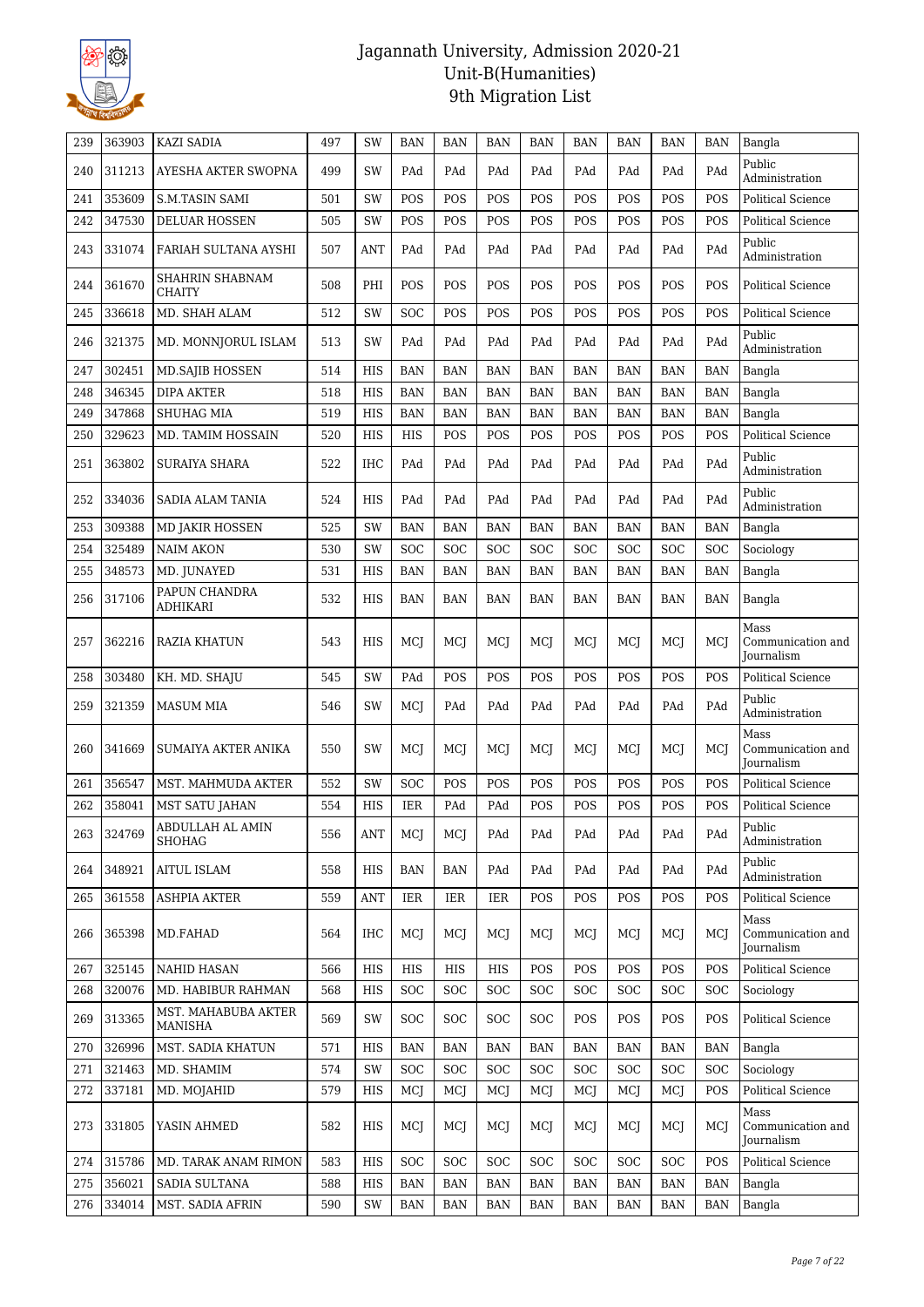# Jagannath University, Admission 2020-21
## Unit-B(Humanities)
### 9th Migration List

| | | | | | | | | | | | | | |
|---|---|---|---|---|---|---|---|---|---|---|---|---|---|
| 239 | 363903 | KAZI SADIA | 497 | SW | BAN | BAN | BAN | BAN | BAN | BAN | BAN | BAN | Bangla |
| 240 | 311213 | AYESHA AKTER SWOPNA | 499 | SW | PAd | PAd | PAd | PAd | PAd | PAd | PAd | PAd | Public Administration |
| 241 | 353609 | S.M.TASIN SAMI | 501 | SW | POS | POS | POS | POS | POS | POS | POS | POS | Political Science |
| 242 | 347530 | DELUAR HOSSEN | 505 | SW | POS | POS | POS | POS | POS | POS | POS | POS | Political Science |
| 243 | 331074 | FARIAH SULTANA AYSHI | 507 | ANT | PAd | PAd | PAd | PAd | PAd | PAd | PAd | PAd | Public Administration |
| 244 | 361670 | SHAHRIN SHABNAM CHAITY | 508 | PHI | POS | POS | POS | POS | POS | POS | POS | POS | Political Science |
| 245 | 336618 | MD. SHAH ALAM | 512 | SW | SOC | POS | POS | POS | POS | POS | POS | POS | Political Science |
| 246 | 321375 | MD. MONNJORUL ISLAM | 513 | SW | PAd | PAd | PAd | PAd | PAd | PAd | PAd | PAd | Public Administration |
| 247 | 302451 | MD.SAJIB HOSSEN | 514 | HIS | BAN | BAN | BAN | BAN | BAN | BAN | BAN | BAN | Bangla |
| 248 | 346345 | DIPA AKTER | 518 | HIS | BAN | BAN | BAN | BAN | BAN | BAN | BAN | BAN | Bangla |
| 249 | 347868 | SHUHAG MIA | 519 | HIS | BAN | BAN | BAN | BAN | BAN | BAN | BAN | BAN | Bangla |
| 250 | 329623 | MD. TAMIM HOSSAIN | 520 | HIS | HIS | POS | POS | POS | POS | POS | POS | POS | Political Science |
| 251 | 363802 | SURAIYA SHARA | 522 | IHC | PAd | PAd | PAd | PAd | PAd | PAd | PAd | PAd | Public Administration |
| 252 | 334036 | SADIA ALAM TANIA | 524 | HIS | PAd | PAd | PAd | PAd | PAd | PAd | PAd | PAd | Public Administration |
| 253 | 309388 | MD JAKIR HOSSEN | 525 | SW | BAN | BAN | BAN | BAN | BAN | BAN | BAN | BAN | Bangla |
| 254 | 325489 | NAIM AKON | 530 | SW | SOC | SOC | SOC | SOC | SOC | SOC | SOC | SOC | Sociology |
| 255 | 348573 | MD. JUNAYED | 531 | HIS | BAN | BAN | BAN | BAN | BAN | BAN | BAN | BAN | Bangla |
| 256 | 317106 | PAPUN CHANDRA ADHIKARI | 532 | HIS | BAN | BAN | BAN | BAN | BAN | BAN | BAN | BAN | Bangla |
| 257 | 362216 | RAZIA KHATUN | 543 | HIS | MCJ | MCJ | MCJ | MCJ | MCJ | MCJ | MCJ | MCJ | Mass Communication and Journalism |
| 258 | 303480 | KH. MD. SHAJU | 545 | SW | PAd | POS | POS | POS | POS | POS | POS | POS | Political Science |
| 259 | 321359 | MASUM MIA | 546 | SW | MCJ | PAd | PAd | PAd | PAd | PAd | PAd | PAd | Public Administration |
| 260 | 341669 | SUMAIYA AKTER ANIKA | 550 | SW | MCJ | MCJ | MCJ | MCJ | MCJ | MCJ | MCJ | MCJ | Mass Communication and Journalism |
| 261 | 356547 | MST. MAHMUDA AKTER | 552 | SW | SOC | POS | POS | POS | POS | POS | POS | POS | Political Science |
| 262 | 358041 | MST SATU JAHAN | 554 | HIS | IER | PAd | PAd | POS | POS | POS | POS | POS | Political Science |
| 263 | 324769 | ABDULLAH AL AMIN SHOHAG | 556 | ANT | MCJ | MCJ | PAd | PAd | PAd | PAd | PAd | PAd | Public Administration |
| 264 | 348921 | AITUL ISLAM | 558 | HIS | BAN | BAN | PAd | PAd | PAd | PAd | PAd | PAd | Public Administration |
| 265 | 361558 | ASHPIA AKTER | 559 | ANT | IER | IER | IER | POS | POS | POS | POS | POS | Political Science |
| 266 | 365398 | MD.FAHAD | 564 | IHC | MCJ | MCJ | MCJ | MCJ | MCJ | MCJ | MCJ | MCJ | Mass Communication and Journalism |
| 267 | 325145 | NAHID HASAN | 566 | HIS | HIS | HIS | HIS | POS | POS | POS | POS | POS | Political Science |
| 268 | 320076 | MD. HABIBUR RAHMAN | 568 | HIS | SOC | SOC | SOC | SOC | SOC | SOC | SOC | SOC | Sociology |
| 269 | 313365 | MST. MAHABUBA AKTER MANISHA | 569 | SW | SOC | SOC | SOC | SOC | POS | POS | POS | POS | Political Science |
| 270 | 326996 | MST. SADIA KHATUN | 571 | HIS | BAN | BAN | BAN | BAN | BAN | BAN | BAN | BAN | Bangla |
| 271 | 321463 | MD. SHAMIM | 574 | SW | SOC | SOC | SOC | SOC | SOC | SOC | SOC | SOC | Sociology |
| 272 | 337181 | MD. MOJAHID | 579 | HIS | MCJ | MCJ | MCJ | MCJ | MCJ | MCJ | MCJ | POS | Political Science |
| 273 | 331805 | YASIN AHMED | 582 | HIS | MCJ | MCJ | MCJ | MCJ | MCJ | MCJ | MCJ | MCJ | Mass Communication and Journalism |
| 274 | 315786 | MD. TARAK ANAM RIMON | 583 | HIS | SOC | SOC | SOC | SOC | SOC | SOC | SOC | POS | Political Science |
| 275 | 356021 | SADIA SULTANA | 588 | HIS | BAN | BAN | BAN | BAN | BAN | BAN | BAN | BAN | Bangla |
| 276 | 334014 | MST. SADIA AFRIN | 590 | SW | BAN | BAN | BAN | BAN | BAN | BAN | BAN | BAN | Bangla |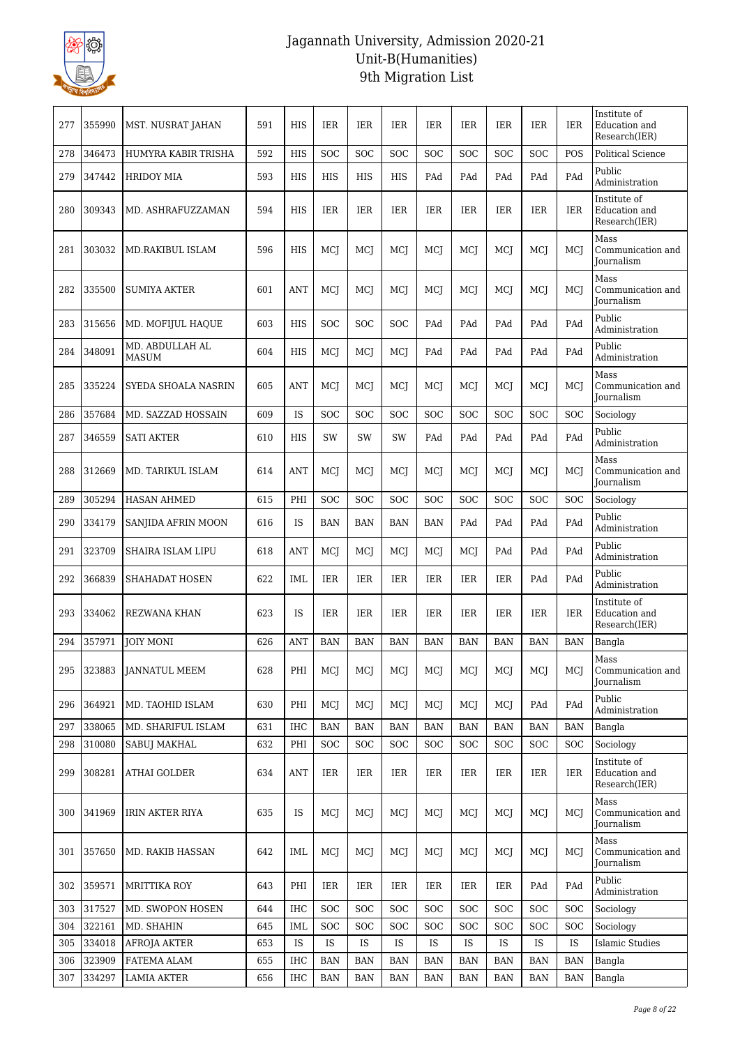# Jagannath University, Admission 2020-21
## Unit-B(Humanities)
### 9th Migration List

| 277 | 355990 | MST. NUSRAT JAHAN | 591 | HIS | IER | IER | IER | IER | IER | IER | IER | IER | Institute of Education and Research(IER) |
|---|---|---|---|---|---|---|---|---|---|---|---|---|---|
| 278 | 346473 | HUMYRA KABIR TRISHA | 592 | HIS | SOC | SOC | SOC | SOC | SOC | SOC | SOC | POS | Political Science |
| 279 | 347442 | HRIDOY MIA | 593 | HIS | HIS | HIS | HIS | PAd | PAd | PAd | PAd | PAd | Public Administration |
| 280 | 309343 | MD. ASHRAFUZZAMAN | 594 | HIS | IER | IER | IER | IER | IER | IER | IER | IER | Institute of Education and Research(IER) |
| 281 | 303032 | MD.RAKIBUL ISLAM | 596 | HIS | MCJ | MCJ | MCJ | MCJ | MCJ | MCJ | MCJ | MCJ | Mass Communication and Journalism |
| 282 | 335500 | SUMIYA AKTER | 601 | ANT | MCJ | MCJ | MCJ | MCJ | MCJ | MCJ | MCJ | MCJ | Mass Communication and Journalism |
| 283 | 315656 | MD. MOFIJUL HAQUE | 603 | HIS | SOC | SOC | SOC | PAd | PAd | PAd | PAd | PAd | Public Administration |
| 284 | 348091 | MD. ABDULLAH AL MASUM | 604 | HIS | MCJ | MCJ | MCJ | PAd | PAd | PAd | PAd | PAd | Public Administration |
| 285 | 335224 | SYEDA SHOALA NASRIN | 605 | ANT | MCJ | MCJ | MCJ | MCJ | MCJ | MCJ | MCJ | MCJ | Mass Communication and Journalism |
| 286 | 357684 | MD. SAZZAD HOSSAIN | 609 | IS | SOC | SOC | SOC | SOC | SOC | SOC | SOC | SOC | Sociology |
| 287 | 346559 | SATI AKTER | 610 | HIS | SW | SW | SW | PAd | PAd | PAd | PAd | PAd | Public Administration |
| 288 | 312669 | MD. TARIKUL ISLAM | 614 | ANT | MCJ | MCJ | MCJ | MCJ | MCJ | MCJ | MCJ | MCJ | Mass Communication and Journalism |
| 289 | 305294 | HASAN AHMED | 615 | PHI | SOC | SOC | SOC | SOC | SOC | SOC | SOC | SOC | Sociology |
| 290 | 334179 | SANJIDA AFRIN MOON | 616 | IS | BAN | BAN | BAN | BAN | PAd | PAd | PAd | PAd | Public Administration |
| 291 | 323709 | SHAIRA ISLAM LIPU | 618 | ANT | MCJ | MCJ | MCJ | MCJ | MCJ | PAd | PAd | PAd | Public Administration |
| 292 | 366839 | SHAHADAT HOSEN | 622 | IML | IER | IER | IER | IER | IER | IER | PAd | PAd | Public Administration |
| 293 | 334062 | REZWANA KHAN | 623 | IS | IER | IER | IER | IER | IER | IER | IER | IER | Institute of Education and Research(IER) |
| 294 | 357971 | JOIY MONI | 626 | ANT | BAN | BAN | BAN | BAN | BAN | BAN | BAN | BAN | Bangla |
| 295 | 323883 | JANNATUL MEEM | 628 | PHI | MCJ | MCJ | MCJ | MCJ | MCJ | MCJ | MCJ | MCJ | Mass Communication and Journalism |
| 296 | 364921 | MD. TAOHID ISLAM | 630 | PHI | MCJ | MCJ | MCJ | MCJ | MCJ | MCJ | PAd | PAd | Public Administration |
| 297 | 338065 | MD. SHARIFUL ISLAM | 631 | IHC | BAN | BAN | BAN | BAN | BAN | BAN | BAN | BAN | Bangla |
| 298 | 310080 | SABUJ MAKHAL | 632 | PHI | SOC | SOC | SOC | SOC | SOC | SOC | SOC | SOC | Sociology |
| 299 | 308281 | ATHAI GOLDER | 634 | ANT | IER | IER | IER | IER | IER | IER | IER | IER | Institute of Education and Research(IER) |
| 300 | 341969 | IRIN AKTER RIYA | 635 | IS | MCJ | MCJ | MCJ | MCJ | MCJ | MCJ | MCJ | MCJ | Mass Communication and Journalism |
| 301 | 357650 | MD. RAKIB HASSAN | 642 | IML | MCJ | MCJ | MCJ | MCJ | MCJ | MCJ | MCJ | MCJ | Mass Communication and Journalism |
| 302 | 359571 | MRITTIKA ROY | 643 | PHI | IER | IER | IER | IER | IER | IER | PAd | PAd | Public Administration |
| 303 | 317527 | MD. SWOPON HOSEN | 644 | IHC | SOC | SOC | SOC | SOC | SOC | SOC | SOC | SOC | Sociology |
| 304 | 322161 | MD. SHAHIN | 645 | IML | SOC | SOC | SOC | SOC | SOC | SOC | SOC | SOC | Sociology |
| 305 | 334018 | AFROJA AKTER | 653 | IS | IS | IS | IS | IS | IS | IS | IS | IS | Islamic Studies |
| 306 | 323909 | FATEMA ALAM | 655 | IHC | BAN | BAN | BAN | BAN | BAN | BAN | BAN | BAN | Bangla |
| 307 | 334297 | LAMIA AKTER | 656 | IHC | BAN | BAN | BAN | BAN | BAN | BAN | BAN | BAN | Bangla |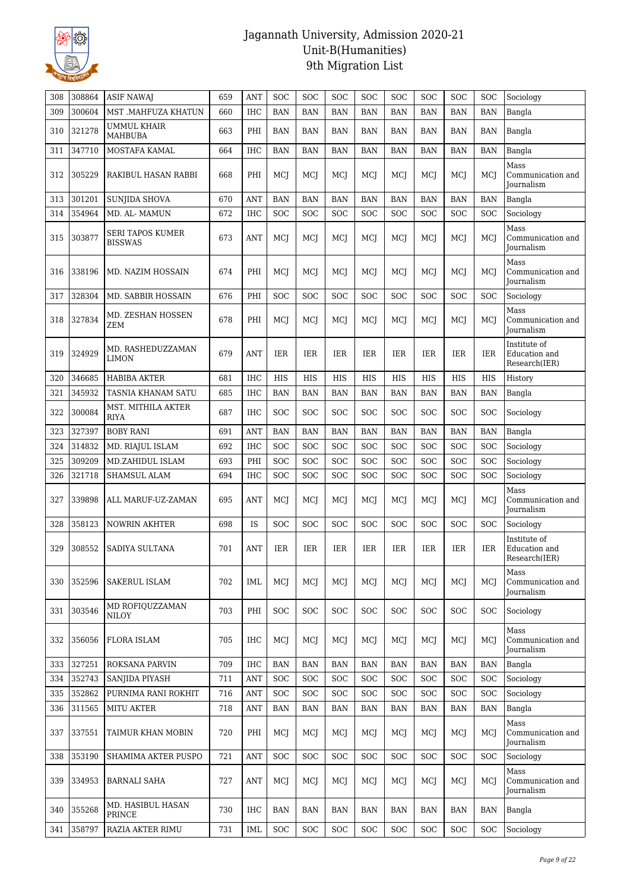# Jagannath University, Admission 2020-21
## Unit-B(Humanities)
## 9th Migration List

| | | | | | | | | | | | | | |
|---|---|---|---|---|---|---|---|---|---|---|---|---|---|
| 308 | 308864 | ASIF NAWAJ | 659 | ANT | SOC | SOC | SOC | SOC | SOC | SOC | SOC | SOC | Sociology |
| 309 | 300604 | MST .MAHFUZA KHATUN | 660 | IHC | BAN | BAN | BAN | BAN | BAN | BAN | BAN | BAN | Bangla |
| 310 | 321278 | UMMUL KHAIR MAHBUBA | 663 | PHI | BAN | BAN | BAN | BAN | BAN | BAN | BAN | BAN | Bangla |
| 311 | 347710 | MOSTAFA KAMAL | 664 | IHC | BAN | BAN | BAN | BAN | BAN | BAN | BAN | BAN | Bangla |
| 312 | 305229 | RAKIBUL HASAN RABBI | 668 | PHI | MCJ | MCJ | MCJ | MCJ | MCJ | MCJ | MCJ | MCJ | Mass Communication and Journalism |
| 313 | 301201 | SUNJIDA SHOVA | 670 | ANT | BAN | BAN | BAN | BAN | BAN | BAN | BAN | BAN | Bangla |
| 314 | 354964 | MD. AL- MAMUN | 672 | IHC | SOC | SOC | SOC | SOC | SOC | SOC | SOC | SOC | Sociology |
| 315 | 303877 | SERI TAPOS KUMER BISSWAS | 673 | ANT | MCJ | MCJ | MCJ | MCJ | MCJ | MCJ | MCJ | MCJ | Mass Communication and Journalism |
| 316 | 338196 | MD. NAZIM HOSSAIN | 674 | PHI | MCJ | MCJ | MCJ | MCJ | MCJ | MCJ | MCJ | MCJ | Mass Communication and Journalism |
| 317 | 328304 | MD. SABBIR HOSSAIN | 676 | PHI | SOC | SOC | SOC | SOC | SOC | SOC | SOC | SOC | Sociology |
| 318 | 327834 | MD. ZESHAN HOSSEN ZEM | 678 | PHI | MCJ | MCJ | MCJ | MCJ | MCJ | MCJ | MCJ | MCJ | Mass Communication and Journalism |
| 319 | 324929 | MD. RASHEDUZZAMAN LIMON | 679 | ANT | IER | IER | IER | IER | IER | IER | IER | IER | Institute of Education and Research(IER) |
| 320 | 346685 | HABIBA AKTER | 681 | IHC | HIS | HIS | HIS | HIS | HIS | HIS | HIS | HIS | History |
| 321 | 345932 | TASNIA KHANAM SATU | 685 | IHC | BAN | BAN | BAN | BAN | BAN | BAN | BAN | BAN | Bangla |
| 322 | 300084 | MST. MITHILA AKTER RIYA | 687 | IHC | SOC | SOC | SOC | SOC | SOC | SOC | SOC | SOC | Sociology |
| 323 | 327397 | BOBY RANI | 691 | ANT | BAN | BAN | BAN | BAN | BAN | BAN | BAN | BAN | Bangla |
| 324 | 314832 | MD. RIAJUL ISLAM | 692 | IHC | SOC | SOC | SOC | SOC | SOC | SOC | SOC | SOC | Sociology |
| 325 | 309209 | MD.ZAHIDUL ISLAM | 693 | PHI | SOC | SOC | SOC | SOC | SOC | SOC | SOC | SOC | Sociology |
| 326 | 321718 | SHAMSUL ALAM | 694 | IHC | SOC | SOC | SOC | SOC | SOC | SOC | SOC | SOC | Sociology |
| 327 | 339898 | ALL MARUF-UZ-ZAMAN | 695 | ANT | MCJ | MCJ | MCJ | MCJ | MCJ | MCJ | MCJ | MCJ | Mass Communication and Journalism |
| 328 | 358123 | NOWRIN AKHTER | 698 | IS | SOC | SOC | SOC | SOC | SOC | SOC | SOC | SOC | Sociology |
| 329 | 308552 | SADIYA SULTANA | 701 | ANT | IER | IER | IER | IER | IER | IER | IER | IER | Institute of Education and Research(IER) |
| 330 | 352596 | SAKERUL ISLAM | 702 | IML | MCJ | MCJ | MCJ | MCJ | MCJ | MCJ | MCJ | MCJ | Mass Communication and Journalism |
| 331 | 303546 | MD ROFIQUZZAMAN NILOY | 703 | PHI | SOC | SOC | SOC | SOC | SOC | SOC | SOC | SOC | Sociology |
| 332 | 356056 | FLORA ISLAM | 705 | IHC | MCJ | MCJ | MCJ | MCJ | MCJ | MCJ | MCJ | MCJ | Mass Communication and Journalism |
| 333 | 327251 | ROKSANA PARVIN | 709 | IHC | BAN | BAN | BAN | BAN | BAN | BAN | BAN | BAN | Bangla |
| 334 | 352743 | SANJIDA PIYASH | 711 | ANT | SOC | SOC | SOC | SOC | SOC | SOC | SOC | SOC | Sociology |
| 335 | 352862 | PURNIMA RANI ROKHIT | 716 | ANT | SOC | SOC | SOC | SOC | SOC | SOC | SOC | SOC | Sociology |
| 336 | 311565 | MITU AKTER | 718 | ANT | BAN | BAN | BAN | BAN | BAN | BAN | BAN | BAN | Bangla |
| 337 | 337551 | TAIMUR KHAN MOBIN | 720 | PHI | MCJ | MCJ | MCJ | MCJ | MCJ | MCJ | MCJ | MCJ | Mass Communication and Journalism |
| 338 | 353190 | SHAMIMA AKTER PUSPO | 721 | ANT | SOC | SOC | SOC | SOC | SOC | SOC | SOC | SOC | Sociology |
| 339 | 334953 | BARNALI SAHA | 727 | ANT | MCJ | MCJ | MCJ | MCJ | MCJ | MCJ | MCJ | MCJ | Mass Communication and Journalism |
| 340 | 355268 | MD. HASIBUL HASAN PRINCE | 730 | IHC | BAN | BAN | BAN | BAN | BAN | BAN | BAN | BAN | Bangla |
| 341 | 358797 | RAZIA AKTER RIMU | 731 | IML | SOC | SOC | SOC | SOC | SOC | SOC | SOC | SOC | Sociology |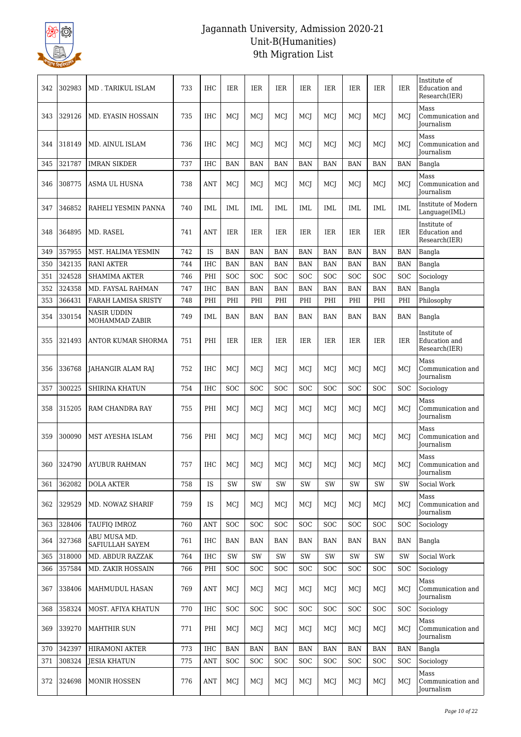# Jagannath University, Admission 2020-21
## Unit-B(Humanities)
## 9th Migration List

| | | | | | | | | | | | | | |
|---|---|---|---|---|---|---|---|---|---|---|---|---|---|
| 342 | 302983 | MD . TARIKUL ISLAM | 733 | IHC | IER | IER | IER | IER | IER | IER | IER | IER | Institute of Education and Research(IER) |
| 343 | 329126 | MD. EYASIN HOSSAIN | 735 | IHC | MCJ | MCJ | MCJ | MCJ | MCJ | MCJ | MCJ | MCJ | Mass Communication and Journalism |
| 344 | 318149 | MD. AINUL ISLAM | 736 | IHC | MCJ | MCJ | MCJ | MCJ | MCJ | MCJ | MCJ | MCJ | Mass Communication and Journalism |
| 345 | 321787 | IMRAN SIKDER | 737 | IHC | BAN | BAN | BAN | BAN | BAN | BAN | BAN | BAN | Bangla |
| 346 | 308775 | ASMA UL HUSNA | 738 | ANT | MCJ | MCJ | MCJ | MCJ | MCJ | MCJ | MCJ | MCJ | Mass Communication and Journalism |
| 347 | 346852 | RAHELI YESMIN PANNA | 740 | IML | IML | IML | IML | IML | IML | IML | IML | IML | Institute of Modern Language(IML) |
| 348 | 364895 | MD. RASEL | 741 | ANT | IER | IER | IER | IER | IER | IER | IER | IER | Institute of Education and Research(IER) |
| 349 | 357955 | MST. HALIMA YESMIN | 742 | IS | BAN | BAN | BAN | BAN | BAN | BAN | BAN | BAN | Bangla |
| 350 | 342135 | RANI AKTER | 744 | IHC | BAN | BAN | BAN | BAN | BAN | BAN | BAN | BAN | Bangla |
| 351 | 324528 | SHAMIMA AKTER | 746 | PHI | SOC | SOC | SOC | SOC | SOC | SOC | SOC | SOC | Sociology |
| 352 | 324358 | MD. FAYSAL RAHMAN | 747 | IHC | BAN | BAN | BAN | BAN | BAN | BAN | BAN | BAN | Bangla |
| 353 | 366431 | FARAH LAMISA SRISTY | 748 | PHI | PHI | PHI | PHI | PHI | PHI | PHI | PHI | PHI | Philosophy |
| 354 | 330154 | NASIR UDDIN MOHAMMAD ZABIR | 749 | IML | BAN | BAN | BAN | BAN | BAN | BAN | BAN | BAN | Bangla |
| 355 | 321493 | ANTOR KUMAR SHORMA | 751 | PHI | IER | IER | IER | IER | IER | IER | IER | IER | Institute of Education and Research(IER) |
| 356 | 336768 | JAHANGIR ALAM RAJ | 752 | IHC | MCJ | MCJ | MCJ | MCJ | MCJ | MCJ | MCJ | MCJ | Mass Communication and Journalism |
| 357 | 300225 | SHIRINA KHATUN | 754 | IHC | SOC | SOC | SOC | SOC | SOC | SOC | SOC | SOC | Sociology |
| 358 | 315205 | RAM CHANDRA RAY | 755 | PHI | MCJ | MCJ | MCJ | MCJ | MCJ | MCJ | MCJ | MCJ | Mass Communication and Journalism |
| 359 | 300090 | MST AYESHA ISLAM | 756 | PHI | MCJ | MCJ | MCJ | MCJ | MCJ | MCJ | MCJ | MCJ | Mass Communication and Journalism |
| 360 | 324790 | AYUBUR RAHMAN | 757 | IHC | MCJ | MCJ | MCJ | MCJ | MCJ | MCJ | MCJ | MCJ | Mass Communication and Journalism |
| 361 | 362082 | DOLA AKTER | 758 | IS | SW | SW | SW | SW | SW | SW | SW | SW | Social Work |
| 362 | 329529 | MD. NOWAZ SHARIF | 759 | IS | MCJ | MCJ | MCJ | MCJ | MCJ | MCJ | MCJ | MCJ | Mass Communication and Journalism |
| 363 | 328406 | TAUFIQ IMROZ | 760 | ANT | SOC | SOC | SOC | SOC | SOC | SOC | SOC | SOC | Sociology |
| 364 | 327368 | ABU MUSA MD. SAFIULLAH SAYEM | 761 | IHC | BAN | BAN | BAN | BAN | BAN | BAN | BAN | BAN | Bangla |
| 365 | 318000 | MD. ABDUR RAZZAK | 764 | IHC | SW | SW | SW | SW | SW | SW | SW | SW | Social Work |
| 366 | 357584 | MD. ZAKIR HOSSAIN | 766 | PHI | SOC | SOC | SOC | SOC | SOC | SOC | SOC | SOC | Sociology |
| 367 | 338406 | MAHMUDUL HASAN | 769 | ANT | MCJ | MCJ | MCJ | MCJ | MCJ | MCJ | MCJ | MCJ | Mass Communication and Journalism |
| 368 | 358324 | MOST. AFIYA KHATUN | 770 | IHC | SOC | SOC | SOC | SOC | SOC | SOC | SOC | SOC | Sociology |
| 369 | 339270 | MAHTHIR SUN | 771 | PHI | MCJ | MCJ | MCJ | MCJ | MCJ | MCJ | MCJ | MCJ | Mass Communication and Journalism |
| 370 | 342397 | HIRAMONI AKTER | 773 | IHC | BAN | BAN | BAN | BAN | BAN | BAN | BAN | BAN | Bangla |
| 371 | 308324 | JESIA KHATUN | 775 | ANT | SOC | SOC | SOC | SOC | SOC | SOC | SOC | SOC | Sociology |
| 372 | 324698 | MONIR HOSSEN | 776 | ANT | MCJ | MCJ | MCJ | MCJ | MCJ | MCJ | MCJ | MCJ | Mass Communication and Journalism |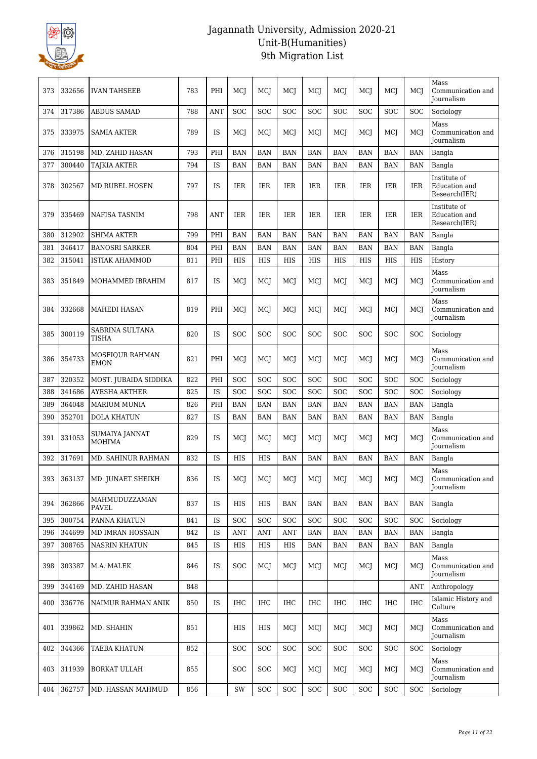# Jagannath University, Admission 2020-21
## Unit-B(Humanities)
## 9th Migration List

| | | | | | | | | | | | | | |
|---|---|---|---|---|---|---|---|---|---|---|---|---|---|
| 373 | 332656 | IVAN TAHSEEB | 783 | PHI | MCJ | MCJ | MCJ | MCJ | MCJ | MCJ | MCJ | MCJ | Mass Communication and Journalism |
| 374 | 317386 | ABDUS SAMAD | 788 | ANT | SOC | SOC | SOC | SOC | SOC | SOC | SOC | SOC | Sociology |
| 375 | 333975 | SAMIA AKTER | 789 | IS | MCJ | MCJ | MCJ | MCJ | MCJ | MCJ | MCJ | MCJ | Mass Communication and Journalism |
| 376 | 315198 | MD. ZAHID HASAN | 793 | PHI | BAN | BAN | BAN | BAN | BAN | BAN | BAN | BAN | Bangla |
| 377 | 300440 | TAJKIA AKTER | 794 | IS | BAN | BAN | BAN | BAN | BAN | BAN | BAN | BAN | Bangla |
| 378 | 302567 | MD RUBEL HOSEN | 797 | IS | IER | IER | IER | IER | IER | IER | IER | IER | Institute of Education and Research(IER) |
| 379 | 335469 | NAFISA TASNIM | 798 | ANT | IER | IER | IER | IER | IER | IER | IER | IER | Institute of Education and Research(IER) |
| 380 | 312902 | SHIMA AKTER | 799 | PHI | BAN | BAN | BAN | BAN | BAN | BAN | BAN | BAN | Bangla |
| 381 | 346417 | BANOSRI SARKER | 804 | PHI | BAN | BAN | BAN | BAN | BAN | BAN | BAN | BAN | Bangla |
| 382 | 315041 | ISTIAK AHAMMOD | 811 | PHI | HIS | HIS | HIS | HIS | HIS | HIS | HIS | HIS | History |
| 383 | 351849 | MOHAMMED IBRAHIM | 817 | IS | MCJ | MCJ | MCJ | MCJ | MCJ | MCJ | MCJ | MCJ | Mass Communication and Journalism |
| 384 | 332668 | MAHEDI HASAN | 819 | PHI | MCJ | MCJ | MCJ | MCJ | MCJ | MCJ | MCJ | MCJ | Mass Communication and Journalism |
| 385 | 300119 | SABRINA SULTANA TISHA | 820 | IS | SOC | SOC | SOC | SOC | SOC | SOC | SOC | SOC | Sociology |
| 386 | 354733 | MOSFIQUR RAHMAN EMON | 821 | PHI | MCJ | MCJ | MCJ | MCJ | MCJ | MCJ | MCJ | MCJ | Mass Communication and Journalism |
| 387 | 320352 | MOST. JUBAIDA SIDDIKA | 822 | PHI | SOC | SOC | SOC | SOC | SOC | SOC | SOC | SOC | Sociology |
| 388 | 341686 | AYESHA AKTHER | 825 | IS | SOC | SOC | SOC | SOC | SOC | SOC | SOC | SOC | Sociology |
| 389 | 364048 | MARIUM MUNIA | 826 | PHI | BAN | BAN | BAN | BAN | BAN | BAN | BAN | BAN | Bangla |
| 390 | 352701 | DOLA KHATUN | 827 | IS | BAN | BAN | BAN | BAN | BAN | BAN | BAN | BAN | Bangla |
| 391 | 331053 | SUMAIYA JANNAT MOHIMA | 829 | IS | MCJ | MCJ | MCJ | MCJ | MCJ | MCJ | MCJ | MCJ | Mass Communication and Journalism |
| 392 | 317691 | MD. SAHINUR RAHMAN | 832 | IS | HIS | HIS | BAN | BAN | BAN | BAN | BAN | BAN | Bangla |
| 393 | 363137 | MD. JUNAET SHEIKH | 836 | IS | MCJ | MCJ | MCJ | MCJ | MCJ | MCJ | MCJ | MCJ | Mass Communication and Journalism |
| 394 | 362866 | MAHMUDUZZAMAN PAVEL | 837 | IS | HIS | HIS | BAN | BAN | BAN | BAN | BAN | BAN | Bangla |
| 395 | 300754 | PANNA KHATUN | 841 | IS | SOC | SOC | SOC | SOC | SOC | SOC | SOC | SOC | Sociology |
| 396 | 344699 | MD IMRAN HOSSAIN | 842 | IS | ANT | ANT | ANT | BAN | BAN | BAN | BAN | BAN | Bangla |
| 397 | 308765 | NASRIN KHATUN | 845 | IS | HIS | HIS | HIS | BAN | BAN | BAN | BAN | BAN | Bangla |
| 398 | 303387 | M.A. MALEK | 846 | IS | SOC | MCJ | MCJ | MCJ | MCJ | MCJ | MCJ | MCJ | Mass Communication and Journalism |
| 399 | 344169 | MD. ZAHID HASAN | 848 | | | | | | | | | ANT | Anthropology |
| 400 | 336776 | NAIMUR RAHMAN ANIK | 850 | IS | IHC | IHC | IHC | IHC | IHC | IHC | IHC | IHC | Islamic History and Culture |
| 401 | 339862 | MD. SHAHIN | 851 | | HIS | HIS | MCJ | MCJ | MCJ | MCJ | MCJ | MCJ | Mass Communication and Journalism |
| 402 | 344366 | TAEBA KHATUN | 852 | | SOC | SOC | SOC | SOC | SOC | SOC | SOC | SOC | Sociology |
| 403 | 311939 | BORKAT ULLAH | 855 | | SOC | SOC | MCJ | MCJ | MCJ | MCJ | MCJ | MCJ | Mass Communication and Journalism |
| 404 | 362757 | MD. HASSAN MAHMUD | 856 | | SW | SOC | SOC | SOC | SOC | SOC | SOC | SOC | Sociology |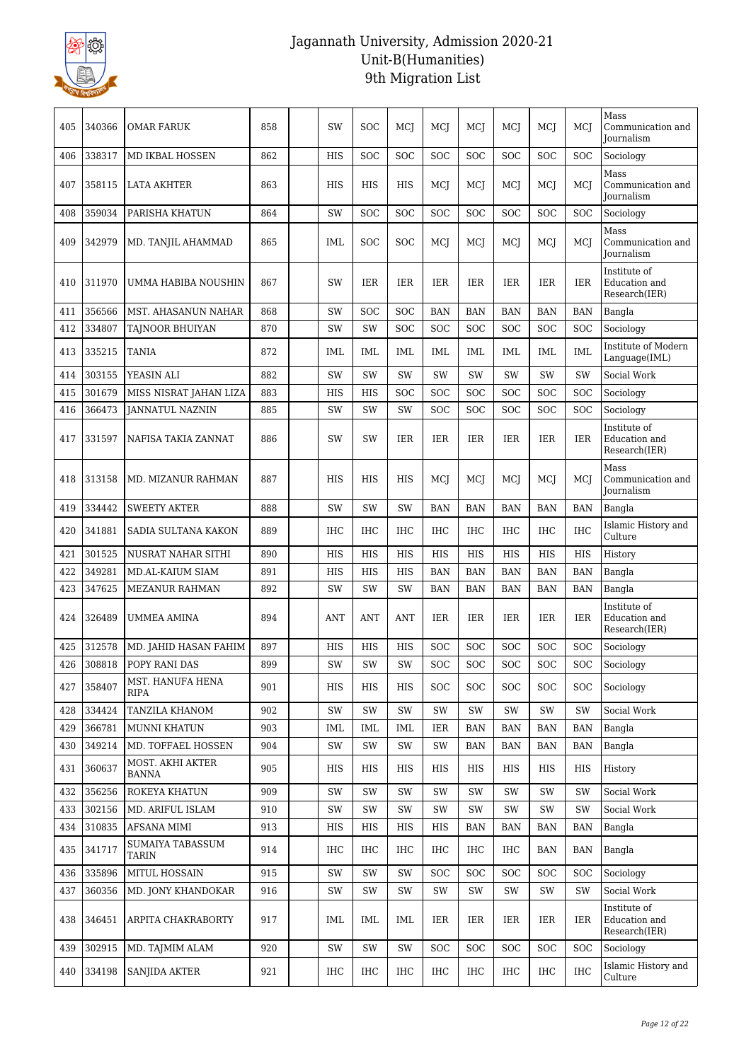# Jagannath University, Admission 2020-21
## Unit-B(Humanities)
## 9th Migration List

| | | | | | | | | | | | | | |
|---|---|---|---|---|---|---|---|---|---|---|---|---|---|
| 405 | 340366 | OMAR FARUK | 858 | | SW | SOC | MCJ | MCJ | MCJ | MCJ | MCJ | MCJ | Mass Communication and Journalism |
| 406 | 338317 | MD IKBAL HOSSEN | 862 | | HIS | SOC | SOC | SOC | SOC | SOC | SOC | SOC | Sociology |
| 407 | 358115 | LATA AKHTER | 863 | | HIS | HIS | HIS | MCJ | MCJ | MCJ | MCJ | MCJ | Mass Communication and Journalism |
| 408 | 359034 | PARISHA KHATUN | 864 | | SW | SOC | SOC | SOC | SOC | SOC | SOC | SOC | Sociology |
| 409 | 342979 | MD. TANJIL AHAMMAD | 865 | | IML | SOC | SOC | MCJ | MCJ | MCJ | MCJ | MCJ | Mass Communication and Journalism |
| 410 | 311970 | UMMA HABIBA NOUSHIN | 867 | | SW | IER | IER | IER | IER | IER | IER | IER | Institute of Education and Research(IER) |
| 411 | 356566 | MST. AHASANUN NAHAR | 868 | | SW | SOC | SOC | BAN | BAN | BAN | BAN | BAN | Bangla |
| 412 | 334807 | TAJNOOR BHUIYAN | 870 | | SW | SW | SOC | SOC | SOC | SOC | SOC | SOC | Sociology |
| 413 | 335215 | TANIA | 872 | | IML | IML | IML | IML | IML | IML | IML | IML | Institute of Modern Language(IML) |
| 414 | 303155 | YEASIN ALI | 882 | | SW | SW | SW | SW | SW | SW | SW | SW | Social Work |
| 415 | 301679 | MISS NISRAT JAHAN LIZA | 883 | | HIS | HIS | SOC | SOC | SOC | SOC | SOC | SOC | Sociology |
| 416 | 366473 | JANNATUL NAZNIN | 885 | | SW | SW | SW | SOC | SOC | SOC | SOC | SOC | Sociology |
| 417 | 331597 | NAFISA TAKIA ZANNAT | 886 | | SW | SW | IER | IER | IER | IER | IER | IER | Institute of Education and Research(IER) |
| 418 | 313158 | MD. MIZANUR RAHMAN | 887 | | HIS | HIS | HIS | MCJ | MCJ | MCJ | MCJ | MCJ | Mass Communication and Journalism |
| 419 | 334442 | SWEETY AKTER | 888 | | SW | SW | SW | BAN | BAN | BAN | BAN | BAN | Bangla |
| 420 | 341881 | SADIA SULTANA KAKON | 889 | | IHC | IHC | IHC | IHC | IHC | IHC | IHC | IHC | Islamic History and Culture |
| 421 | 301525 | NUSRAT NAHAR SITHI | 890 | | HIS | HIS | HIS | HIS | HIS | HIS | HIS | HIS | History |
| 422 | 349281 | MD.AL-KAIUM SIAM | 891 | | HIS | HIS | HIS | BAN | BAN | BAN | BAN | BAN | Bangla |
| 423 | 347625 | MEZANUR RAHMAN | 892 | | SW | SW | SW | BAN | BAN | BAN | BAN | BAN | Bangla |
| 424 | 326489 | UMMEA AMINA | 894 | | ANT | ANT | ANT | IER | IER | IER | IER | IER | Institute of Education and Research(IER) |
| 425 | 312578 | MD. JAHID HASAN FAHIM | 897 | | HIS | HIS | HIS | SOC | SOC | SOC | SOC | SOC | Sociology |
| 426 | 308818 | POPY RANI DAS | 899 | | SW | SW | SW | SOC | SOC | SOC | SOC | SOC | Sociology |
| 427 | 358407 | MST. HANUFA HENA RIPA | 901 | | HIS | HIS | HIS | SOC | SOC | SOC | SOC | SOC | Sociology |
| 428 | 334424 | TANZILA KHANOM | 902 | | SW | SW | SW | SW | SW | SW | SW | SW | Social Work |
| 429 | 366781 | MUNNI KHATUN | 903 | | IML | IML | IML | IER | BAN | BAN | BAN | BAN | Bangla |
| 430 | 349214 | MD. TOFFAEL HOSSEN | 904 | | SW | SW | SW | SW | BAN | BAN | BAN | BAN | Bangla |
| 431 | 360637 | MOST. AKHI AKTER BANNA | 905 | | HIS | HIS | HIS | HIS | HIS | HIS | HIS | HIS | History |
| 432 | 356256 | ROKEYA KHATUN | 909 | | SW | SW | SW | SW | SW | SW | SW | SW | Social Work |
| 433 | 302156 | MD. ARIFUL ISLAM | 910 | | SW | SW | SW | SW | SW | SW | SW | SW | Social Work |
| 434 | 310835 | AFSANA MIMI | 913 | | HIS | HIS | HIS | HIS | BAN | BAN | BAN | BAN | Bangla |
| 435 | 341717 | SUMAIYA TABASSUM TARIN | 914 | | IHC | IHC | IHC | IHC | IHC | IHC | BAN | BAN | Bangla |
| 436 | 335896 | MITUL HOSSAIN | 915 | | SW | SW | SW | SOC | SOC | SOC | SOC | SOC | Sociology |
| 437 | 360356 | MD. JONY KHANDOKAR | 916 | | SW | SW | SW | SW | SW | SW | SW | SW | Social Work |
| 438 | 346451 | ARPITA CHAKRABORTY | 917 | | IML | IML | IML | IER | IER | IER | IER | IER | Institute of Education and Research(IER) |
| 439 | 302915 | MD. TAJMIM ALAM | 920 | | SW | SW | SW | SOC | SOC | SOC | SOC | SOC | Sociology |
| 440 | 334198 | SANJIDA AKTER | 921 | | IHC | IHC | IHC | IHC | IHC | IHC | IHC | IHC | Islamic History and Culture |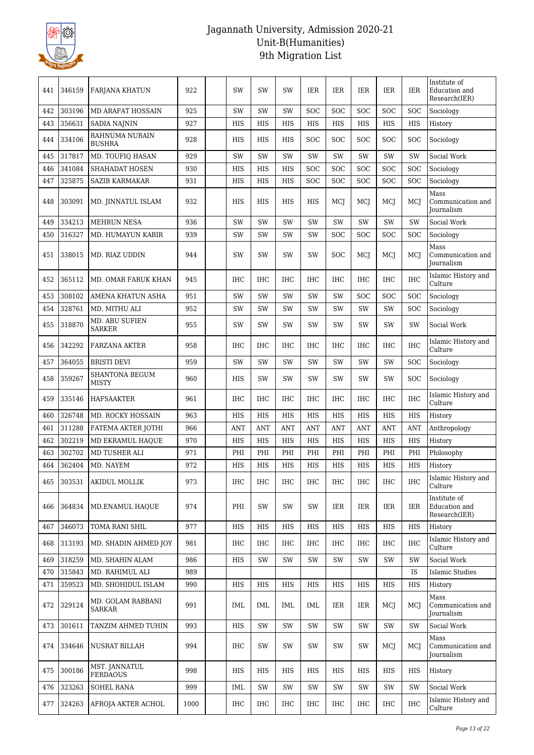# Jagannath University, Admission 2020-21
## Unit-B(Humanities)
## 9th Migration List

| | | | | | | | | | | | | | |
|---|---|---|---|---|---|---|---|---|---|---|---|---|---|
| 441 | 346159 | FARJANA KHATUN | 922 | | SW | SW | SW | IER | IER | IER | IER | IER | Institute of Education and Research(IER) |
| 442 | 303196 | MD ARAFAT HOSSAIN | 925 | | SW | SW | SW | SOC | SOC | SOC | SOC | SOC | Sociology |
| 443 | 356631 | SADIA NAJNIN | 927 | | HIS | HIS | HIS | HIS | HIS | HIS | HIS | HIS | History |
| 444 | 334106 | RAHNUMA NURAIN BUSHRA | 928 | | HIS | HIS | HIS | SOC | SOC | SOC | SOC | SOC | Sociology |
| 445 | 317817 | MD. TOUFIQ HASAN | 929 | | SW | SW | SW | SW | SW | SW | SW | SW | Social Work |
| 446 | 341084 | SHAHADAT HOSEN | 930 | | HIS | HIS | HIS | SOC | SOC | SOC | SOC | SOC | Sociology |
| 447 | 325875 | SAZIB KARMAKAR | 931 | | HIS | HIS | HIS | SOC | SOC | SOC | SOC | SOC | Sociology |
| 448 | 303091 | MD. JINNATUL ISLAM | 932 | | HIS | HIS | HIS | HIS | MCJ | MCJ | MCJ | MCJ | Mass Communication and Journalism |
| 449 | 334213 | MEHRUN NESA | 936 | | SW | SW | SW | SW | SW | SW | SW | SW | Social Work |
| 450 | 316327 | MD. HUMAYUN KABIR | 939 | | SW | SW | SW | SW | SOC | SOC | SOC | SOC | Sociology |
| 451 | 338015 | MD. RIAZ UDDIN | 944 | | SW | SW | SW | SW | SOC | MCJ | MCJ | MCJ | Mass Communication and Journalism |
| 452 | 365112 | MD. OMAR FARUK KHAN | 945 | | IHC | IHC | IHC | IHC | IHC | IHC | IHC | IHC | Islamic History and Culture |
| 453 | 308102 | AMENA KHATUN ASHA | 951 | | SW | SW | SW | SW | SW | SOC | SOC | SOC | Sociology |
| 454 | 328761 | MD. MITHU ALI | 952 | | SW | SW | SW | SW | SW | SW | SW | SOC | Sociology |
| 455 | 318870 | MD. ABU SUFIEN SARKER | 955 | | SW | SW | SW | SW | SW | SW | SW | SW | Social Work |
| 456 | 342292 | FARZANA AKTER | 958 | | IHC | IHC | IHC | IHC | IHC | IHC | IHC | IHC | Islamic History and Culture |
| 457 | 364055 | BRISTI DEVI | 959 | | SW | SW | SW | SW | SW | SW | SW | SOC | Sociology |
| 458 | 359267 | SHANTONA BEGUM MISTY | 960 | | HIS | SW | SW | SW | SW | SW | SW | SOC | Sociology |
| 459 | 335146 | HAFSAAKTER | 961 | | IHC | IHC | IHC | IHC | IHC | IHC | IHC | IHC | Islamic History and Culture |
| 460 | 326748 | MD. ROCKY HOSSAIN | 963 | | HIS | HIS | HIS | HIS | HIS | HIS | HIS | HIS | History |
| 461 | 311288 | FATEMA AKTER JOTHI | 966 | | ANT | ANT | ANT | ANT | ANT | ANT | ANT | ANT | Anthropology |
| 462 | 302219 | MD EKRAMUL HAQUE | 970 | | HIS | HIS | HIS | HIS | HIS | HIS | HIS | HIS | History |
| 463 | 302702 | MD TUSHER ALI | 971 | | PHI | PHI | PHI | PHI | PHI | PHI | PHI | PHI | Philosophy |
| 464 | 362404 | MD. NAYEM | 972 | | HIS | HIS | HIS | HIS | HIS | HIS | HIS | HIS | History |
| 465 | 303531 | AKIDUL MOLLIK | 973 | | IHC | IHC | IHC | IHC | IHC | IHC | IHC | IHC | Islamic History and Culture |
| 466 | 364834 | MD.ENAMUL HAQUE | 974 | | PHI | SW | SW | SW | IER | IER | IER | IER | Institute of Education and Research(IER) |
| 467 | 346073 | TOMA RANI SHIL | 977 | | HIS | HIS | HIS | HIS | HIS | HIS | HIS | HIS | History |
| 468 | 313193 | MD. SHADIN AHMED JOY | 981 | | IHC | IHC | IHC | IHC | IHC | IHC | IHC | IHC | Islamic History and Culture |
| 469 | 318259 | MD. SHAHIN ALAM | 986 | | HIS | SW | SW | SW | SW | SW | SW | SW | Social Work |
| 470 | 315843 | MD. RAHIMUL ALI | 989 | | | | | | | | | IS | Islamic Studies |
| 471 | 359523 | MD. SHOHIDUL ISLAM | 990 | | HIS | HIS | HIS | HIS | HIS | HIS | HIS | HIS | History |
| 472 | 329124 | MD. GOLAM RABBANI SARKAR | 991 | | IML | IML | IML | IML | IER | IER | MCJ | MCJ | Mass Communication and Journalism |
| 473 | 301611 | TANZIM AHMED TUHIN | 993 | | HIS | SW | SW | SW | SW | SW | SW | SW | Social Work |
| 474 | 334646 | NUSRAT BILLAH | 994 | | IHC | SW | SW | SW | SW | SW | MCJ | MCJ | Mass Communication and Journalism |
| 475 | 300186 | MST. JANNATUL FERDAOUS | 998 | | HIS | HIS | HIS | HIS | HIS | HIS | HIS | HIS | History |
| 476 | 323263 | SOHEL RANA | 999 | | IML | SW | SW | SW | SW | SW | SW | SW | Social Work |
| 477 | 324263 | AFROJA AKTER ACHOL | 1000 | | IHC | IHC | IHC | IHC | IHC | IHC | IHC | IHC | Islamic History and Culture |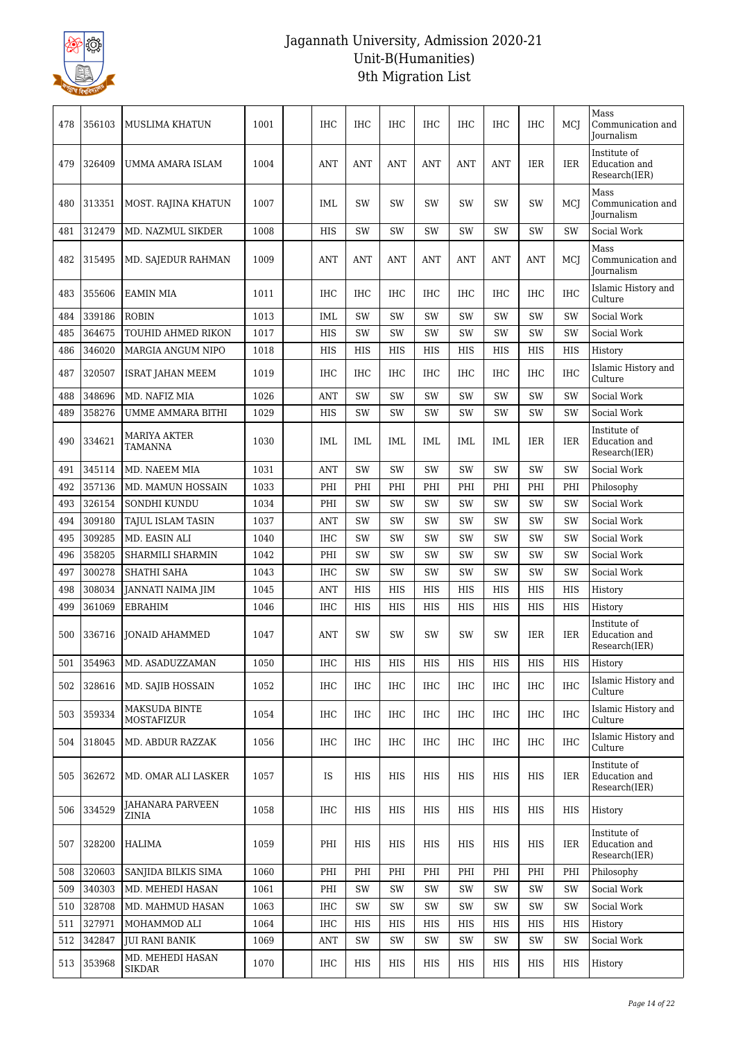# Jagannath University, Admission 2020-21
## Unit-B(Humanities)
## 9th Migration List

| | | | | | | | | | | | | | |
|---|---|---|---|---|---|---|---|---|---|---|---|---|---|
| 478 | 356103 | MUSLIMA KHATUN | 1001 | | IHC | IHC | IHC | IHC | IHC | IHC | IHC | MCJ | Mass Communication and Journalism |
| 479 | 326409 | UMMA AMARA ISLAM | 1004 | | ANT | ANT | ANT | ANT | ANT | ANT | IER | IER | Institute of Education and Research(IER) |
| 480 | 313351 | MOST. RAJINA KHATUN | 1007 | | IML | SW | SW | SW | SW | SW | SW | MCJ | Mass Communication and Journalism |
| 481 | 312479 | MD. NAZMUL SIKDER | 1008 | | HIS | SW | SW | SW | SW | SW | SW | SW | Social Work |
| 482 | 315495 | MD. SAJEDUR RAHMAN | 1009 | | ANT | ANT | ANT | ANT | ANT | ANT | ANT | MCJ | Mass Communication and Journalism |
| 483 | 355606 | EAMIN MIA | 1011 | | IHC | IHC | IHC | IHC | IHC | IHC | IHC | IHC | Islamic History and Culture |
| 484 | 339186 | ROBIN | 1013 | | IML | SW | SW | SW | SW | SW | SW | SW | Social Work |
| 485 | 364675 | TOUHID AHMED RIKON | 1017 | | HIS | SW | SW | SW | SW | SW | SW | SW | Social Work |
| 486 | 346020 | MARGIA ANGUM NIPO | 1018 | | HIS | HIS | HIS | HIS | HIS | HIS | HIS | HIS | History |
| 487 | 320507 | ISRAT JAHAN MEEM | 1019 | | IHC | IHC | IHC | IHC | IHC | IHC | IHC | IHC | Islamic History and Culture |
| 488 | 348696 | MD. NAFIZ MIA | 1026 | | ANT | SW | SW | SW | SW | SW | SW | SW | Social Work |
| 489 | 358276 | UMME AMMARA BITHI | 1029 | | HIS | SW | SW | SW | SW | SW | SW | SW | Social Work |
| 490 | 334621 | MARIYA AKTER TAMANNA | 1030 | | IML | IML | IML | IML | IML | IML | IER | IER | Institute of Education and Research(IER) |
| 491 | 345114 | MD. NAEEM MIA | 1031 | | ANT | SW | SW | SW | SW | SW | SW | SW | Social Work |
| 492 | 357136 | MD. MAMUN HOSSAIN | 1033 | | PHI | PHI | PHI | PHI | PHI | PHI | PHI | PHI | Philosophy |
| 493 | 326154 | SONDHI KUNDU | 1034 | | PHI | SW | SW | SW | SW | SW | SW | SW | Social Work |
| 494 | 309180 | TAJUL ISLAM TASIN | 1037 | | ANT | SW | SW | SW | SW | SW | SW | SW | Social Work |
| 495 | 309285 | MD. EASIN ALI | 1040 | | IHC | SW | SW | SW | SW | SW | SW | SW | Social Work |
| 496 | 358205 | SHARMILI SHARMIN | 1042 | | PHI | SW | SW | SW | SW | SW | SW | SW | Social Work |
| 497 | 300278 | SHATHI SAHA | 1043 | | IHC | SW | SW | SW | SW | SW | SW | SW | Social Work |
| 498 | 308034 | JANNATI NAIMA JIM | 1045 | | ANT | HIS | HIS | HIS | HIS | HIS | HIS | HIS | History |
| 499 | 361069 | EBRAHIM | 1046 | | IHC | HIS | HIS | HIS | HIS | HIS | HIS | HIS | History |
| 500 | 336716 | JONAID AHAMMED | 1047 | | ANT | SW | SW | SW | SW | SW | IER | IER | Institute of Education and Research(IER) |
| 501 | 354963 | MD. ASADUZZAMAN | 1050 | | IHC | HIS | HIS | HIS | HIS | HIS | HIS | HIS | History |
| 502 | 328616 | MD. SAJIB HOSSAIN | 1052 | | IHC | IHC | IHC | IHC | IHC | IHC | IHC | IHC | Islamic History and Culture |
| 503 | 359334 | MAKSUDA BINTE MOSTAFIZUR | 1054 | | IHC | IHC | IHC | IHC | IHC | IHC | IHC | IHC | Islamic History and Culture |
| 504 | 318045 | MD. ABDUR RAZZAK | 1056 | | IHC | IHC | IHC | IHC | IHC | IHC | IHC | IHC | Islamic History and Culture |
| 505 | 362672 | MD. OMAR ALI LASKER | 1057 | | IS | HIS | HIS | HIS | HIS | HIS | HIS | IER | Institute of Education and Research(IER) |
| 506 | 334529 | JAHANARA PARVEEN ZINIA | 1058 | | IHC | HIS | HIS | HIS | HIS | HIS | HIS | HIS | History |
| 507 | 328200 | HALIMA | 1059 | | PHI | HIS | HIS | HIS | HIS | HIS | HIS | IER | Institute of Education and Research(IER) |
| 508 | 320603 | SANJIDA BILKIS SIMA | 1060 | | PHI | PHI | PHI | PHI | PHI | PHI | PHI | PHI | Philosophy |
| 509 | 340303 | MD. MEHEDI HASAN | 1061 | | PHI | SW | SW | SW | SW | SW | SW | SW | Social Work |
| 510 | 328708 | MD. MAHMUD HASAN | 1063 | | IHC | SW | SW | SW | SW | SW | SW | SW | Social Work |
| 511 | 327971 | MOHAMMOD ALI | 1064 | | IHC | HIS | HIS | HIS | HIS | HIS | HIS | HIS | History |
| 512 | 342847 | JUI RANI BANIK | 1069 | | ANT | SW | SW | SW | SW | SW | SW | SW | Social Work |
| 513 | 353968 | MD. MEHEDI HASAN SIKDAR | 1070 | | IHC | HIS | HIS | HIS | HIS | HIS | HIS | HIS | History |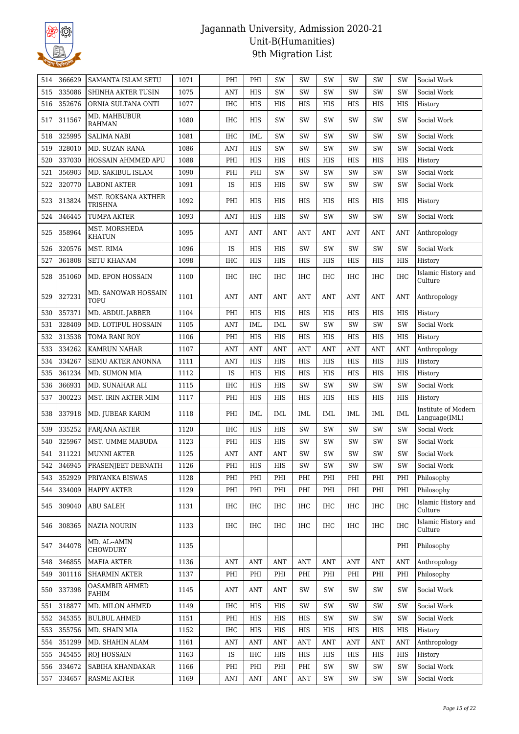# Jagannath University, Admission 2020-21
## Unit-B(Humanities)
### 9th Migration List

| | | | | | | | | | | | | | |
|---|---|---|---|---|---|---|---|---|---|---|---|---|---|
| 514 | 366629 | SAMANTA ISLAM SETU | 1071 | | PHI | PHI | SW | SW | SW | SW | SW | SW | Social Work |
| 515 | 335086 | SHINHA AKTER TUSIN | 1075 | | ANT | HIS | SW | SW | SW | SW | SW | SW | Social Work |
| 516 | 352676 | ORNIA SULTANA ONTI | 1077 | | IHC | HIS | HIS | HIS | HIS | HIS | HIS | HIS | History |
| 517 | 311567 | MD. MAHBUBUR RAHMAN | 1080 | | IHC | HIS | SW | SW | SW | SW | SW | SW | Social Work |
| 518 | 325995 | SALIMA NABI | 1081 | | IHC | IML | SW | SW | SW | SW | SW | SW | Social Work |
| 519 | 328010 | MD. SUZAN RANA | 1086 | | ANT | HIS | SW | SW | SW | SW | SW | SW | Social Work |
| 520 | 337030 | HOSSAIN AHMMED APU | 1088 | | PHI | HIS | HIS | HIS | HIS | HIS | HIS | HIS | History |
| 521 | 356903 | MD. SAKIBUL ISLAM | 1090 | | PHI | PHI | SW | SW | SW | SW | SW | SW | Social Work |
| 522 | 320770 | LABONI AKTER | 1091 | | IS | HIS | HIS | SW | SW | SW | SW | SW | Social Work |
| 523 | 313824 | MST. ROKSANA AKTHER TRISHNA | 1092 | | PHI | HIS | HIS | HIS | HIS | HIS | HIS | HIS | History |
| 524 | 346445 | TUMPA AKTER | 1093 | | ANT | HIS | HIS | SW | SW | SW | SW | SW | Social Work |
| 525 | 358964 | MST. MORSHEDA KHATUN | 1095 | | ANT | ANT | ANT | ANT | ANT | ANT | ANT | ANT | Anthropology |
| 526 | 320576 | MST. RIMA | 1096 | | IS | HIS | HIS | SW | SW | SW | SW | SW | Social Work |
| 527 | 361808 | SETU KHANAM | 1098 | | IHC | HIS | HIS | HIS | HIS | HIS | HIS | HIS | History |
| 528 | 351060 | MD. EPON HOSSAIN | 1100 | | IHC | IHC | IHC | IHC | IHC | IHC | IHC | IHC | Islamic History and Culture |
| 529 | 327231 | MD. SANOWAR HOSSAIN TOPU | 1101 | | ANT | ANT | ANT | ANT | ANT | ANT | ANT | ANT | Anthropology |
| 530 | 357371 | MD. ABDUL JABBER | 1104 | | PHI | HIS | HIS | HIS | HIS | HIS | HIS | HIS | History |
| 531 | 328409 | MD. LOTIFUL HOSSAIN | 1105 | | ANT | IML | IML | SW | SW | SW | SW | SW | Social Work |
| 532 | 313538 | TOMA RANI ROY | 1106 | | PHI | HIS | HIS | HIS | HIS | HIS | HIS | HIS | History |
| 533 | 334262 | KAMRUN NAHAR | 1107 | | ANT | ANT | ANT | ANT | ANT | ANT | ANT | ANT | Anthropology |
| 534 | 334267 | SEMU AKTER ANONNA | 1111 | | ANT | HIS | HIS | HIS | HIS | HIS | HIS | HIS | History |
| 535 | 361234 | MD. SUMON MIA | 1112 | | IS | HIS | HIS | HIS | HIS | HIS | HIS | HIS | History |
| 536 | 366931 | MD. SUNAHAR ALI | 1115 | | IHC | HIS | HIS | SW | SW | SW | SW | SW | Social Work |
| 537 | 300223 | MST. IRIN AKTER MIM | 1117 | | PHI | HIS | HIS | HIS | HIS | HIS | HIS | HIS | History |
| 538 | 337918 | MD. JUBEAR KARIM | 1118 | | PHI | IML | IML | IML | IML | IML | IML | IML | Institute of Modern Language(IML) |
| 539 | 335252 | FARJANA AKTER | 1120 | | IHC | HIS | HIS | SW | SW | SW | SW | SW | Social Work |
| 540 | 325967 | MST. UMME MABUDA | 1123 | | PHI | HIS | HIS | SW | SW | SW | SW | SW | Social Work |
| 541 | 311221 | MUNNI AKTER | 1125 | | ANT | ANT | ANT | SW | SW | SW | SW | SW | Social Work |
| 542 | 346945 | PRASENJEET DEBNATH | 1126 | | PHI | HIS | HIS | SW | SW | SW | SW | SW | Social Work |
| 543 | 352929 | PRIYANKA BISWAS | 1128 | | PHI | PHI | PHI | PHI | PHI | PHI | PHI | PHI | Philosophy |
| 544 | 334009 | HAPPY AKTER | 1129 | | PHI | PHI | PHI | PHI | PHI | PHI | PHI | PHI | Philosophy |
| 545 | 309040 | ABU SALEH | 1131 | | IHC | IHC | IHC | IHC | IHC | IHC | IHC | IHC | Islamic History and Culture |
| 546 | 308365 | NAZIA NOURIN | 1133 | | IHC | IHC | IHC | IHC | IHC | IHC | IHC | IHC | Islamic History and Culture |
| 547 | 344078 | MD. AL--AMIN CHOWDURY | 1135 | | | | | | | | | PHI | Philosophy |
| 548 | 346855 | MAFIA AKTER | 1136 | | ANT | ANT | ANT | ANT | ANT | ANT | ANT | ANT | Anthropology |
| 549 | 301116 | SHARMIN AKTER | 1137 | | PHI | PHI | PHI | PHI | PHI | PHI | PHI | PHI | Philosophy |
| 550 | 337398 | OASAMBIR AHMED FAHIM | 1145 | | ANT | ANT | ANT | SW | SW | SW | SW | SW | Social Work |
| 551 | 318877 | MD. MILON AHMED | 1149 | | IHC | HIS | HIS | SW | SW | SW | SW | SW | Social Work |
| 552 | 345355 | BULBUL AHMED | 1151 | | PHI | HIS | HIS | HIS | SW | SW | SW | SW | Social Work |
| 553 | 355756 | MD. SHAIN MIA | 1152 | | IHC | HIS | HIS | HIS | HIS | HIS | HIS | HIS | History |
| 554 | 351299 | MD. SHAHIN ALAM | 1161 | | ANT | ANT | ANT | ANT | ANT | ANT | ANT | ANT | Anthropology |
| 555 | 345455 | ROJ HOSSAIN | 1163 | | IS | IHC | HIS | HIS | HIS | HIS | HIS | HIS | History |
| 556 | 334672 | SABIHA KHANDAKAR | 1166 | | PHI | PHI | PHI | PHI | SW | SW | SW | SW | Social Work |
| 557 | 334657 | RASME AKTER | 1169 | | ANT | ANT | ANT | ANT | SW | SW | SW | SW | Social Work |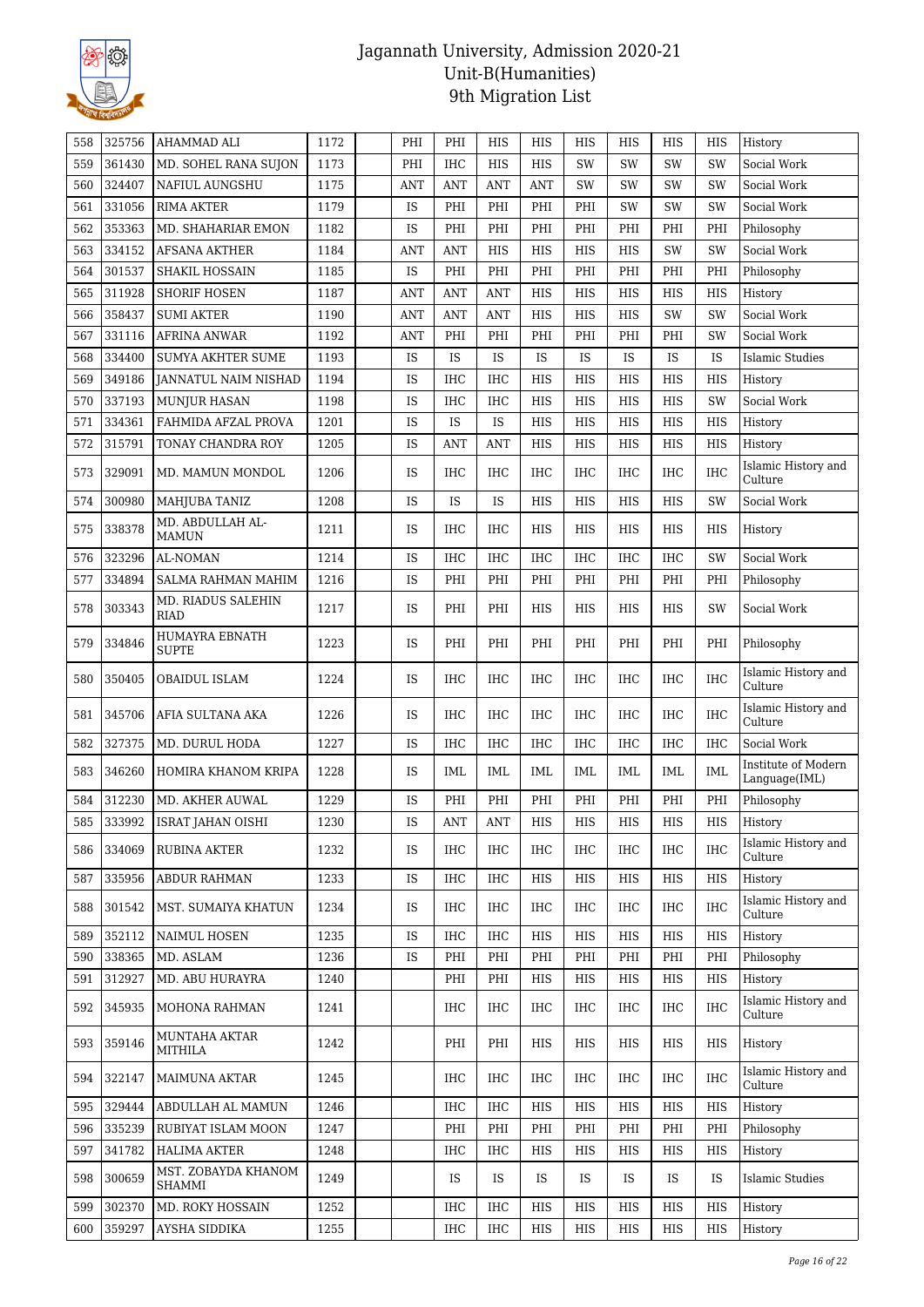| | | | | | | | | | | | | | |
|---|---|---|---|---|---|---|---|---|---|---|---|---|---|
| 558 | 325756 | AHAMMAD ALI | 1172 | | PHI | PHI | HIS | HIS | HIS | HIS | HIS | HIS | History |
| 559 | 361430 | MD. SOHEL RANA SUJON | 1173 | | PHI | IHC | HIS | HIS | SW | SW | SW | SW | Social Work |
| 560 | 324407 | NAFIUL AUNGSHU | 1175 | | ANT | ANT | ANT | ANT | SW | SW | SW | SW | Social Work |
| 561 | 331056 | RIMA AKTER | 1179 | | IS | PHI | PHI | PHI | PHI | SW | SW | SW | Social Work |
| 562 | 353363 | MD. SHAHARIAR EMON | 1182 | | IS | PHI | PHI | PHI | PHI | PHI | PHI | PHI | Philosophy |
| 563 | 334152 | AFSANA AKTHER | 1184 | | ANT | ANT | HIS | HIS | HIS | HIS | SW | SW | Social Work |
| 564 | 301537 | SHAKIL HOSSAIN | 1185 | | IS | PHI | PHI | PHI | PHI | PHI | PHI | PHI | Philosophy |
| 565 | 311928 | SHORIF HOSEN | 1187 | | ANT | ANT | ANT | HIS | HIS | HIS | HIS | HIS | History |
| 566 | 358437 | SUMI AKTER | 1190 | | ANT | ANT | ANT | HIS | HIS | HIS | SW | SW | Social Work |
| 567 | 331116 | AFRINA ANWAR | 1192 | | ANT | PHI | PHI | PHI | PHI | PHI | PHI | SW | Social Work |
| 568 | 334400 | SUMYA AKHTER SUME | 1193 | | IS | IS | IS | IS | IS | IS | IS | IS | Islamic Studies |
| 569 | 349186 | JANNATUL NAIM NISHAD | 1194 | | IS | IHC | IHC | HIS | HIS | HIS | HIS | HIS | History |
| 570 | 337193 | MUNJUR HASAN | 1198 | | IS | IHC | IHC | HIS | HIS | HIS | HIS | SW | Social Work |
| 571 | 334361 | FAHMIDA AFZAL PROVA | 1201 | | IS | IS | IS | HIS | HIS | HIS | HIS | HIS | History |
| 572 | 315791 | TONAY CHANDRA ROY | 1205 | | IS | ANT | ANT | HIS | HIS | HIS | HIS | HIS | History |
| 573 | 329091 | MD. MAMUN MONDOL | 1206 | | IS | IHC | IHC | IHC | IHC | IHC | IHC | IHC | Islamic History and Culture |
| 574 | 300980 | MAHJUBA TANIZ | 1208 | | IS | IS | IS | HIS | HIS | HIS | HIS | SW | Social Work |
| 575 | 338378 | MD. ABDULLAH AL-MAMUN | 1211 | | IS | IHC | IHC | HIS | HIS | HIS | HIS | HIS | History |
| 576 | 323296 | AL-NOMAN | 1214 | | IS | IHC | IHC | IHC | IHC | IHC | IHC | SW | Social Work |
| 577 | 334894 | SALMA RAHMAN MAHIM | 1216 | | IS | PHI | PHI | PHI | PHI | PHI | PHI | PHI | Philosophy |
| 578 | 303343 | MD. RIADUS SALEHIN RIAD | 1217 | | IS | PHI | PHI | HIS | HIS | HIS | HIS | SW | Social Work |
| 579 | 334846 | HUMAYRA EBNATH SUPTE | 1223 | | IS | PHI | PHI | PHI | PHI | PHI | PHI | PHI | Philosophy |
| 580 | 350405 | OBAIDUL ISLAM | 1224 | | IS | IHC | IHC | IHC | IHC | IHC | IHC | IHC | Islamic History and Culture |
| 581 | 345706 | AFIA SULTANA AKA | 1226 | | IS | IHC | IHC | IHC | IHC | IHC | IHC | IHC | Islamic History and Culture |
| 582 | 327375 | MD. DURUL HODA | 1227 | | IS | IHC | IHC | IHC | IHC | IHC | IHC | IHC | Social Work |
| 583 | 346260 | HOMIRA KHANOM KRIPA | 1228 | | IS | IML | IML | IML | IML | IML | IML | IML | Institute of Modern Language(IML) |
| 584 | 312230 | MD. AKHER AUWAL | 1229 | | IS | PHI | PHI | PHI | PHI | PHI | PHI | PHI | Philosophy |
| 585 | 333992 | ISRAT JAHAN OISHI | 1230 | | IS | ANT | ANT | HIS | HIS | HIS | HIS | HIS | History |
| 586 | 334069 | RUBINA AKTER | 1232 | | IS | IHC | IHC | IHC | IHC | IHC | IHC | IHC | Islamic History and Culture |
| 587 | 335956 | ABDUR RAHMAN | 1233 | | IS | IHC | IHC | HIS | HIS | HIS | HIS | HIS | History |
| 588 | 301542 | MST. SUMAIYA KHATUN | 1234 | | IS | IHC | IHC | IHC | IHC | IHC | IHC | IHC | Islamic History and Culture |
| 589 | 352112 | NAIMUL HOSEN | 1235 | | IS | IHC | IHC | HIS | HIS | HIS | HIS | HIS | History |
| 590 | 338365 | MD. ASLAM | 1236 | | IS | PHI | PHI | PHI | PHI | PHI | PHI | PHI | Philosophy |
| 591 | 312927 | MD. ABU HURAYRA | 1240 | | | PHI | PHI | HIS | HIS | HIS | HIS | HIS | History |
| 592 | 345935 | MOHONA RAHMAN | 1241 | | | IHC | IHC | IHC | IHC | IHC | IHC | IHC | Islamic History and Culture |
| 593 | 359146 | MUNTAHA AKTAR MITHILA | 1242 | | | PHI | PHI | HIS | HIS | HIS | HIS | HIS | History |
| 594 | 322147 | MAIMUNA AKTAR | 1245 | | | IHC | IHC | IHC | IHC | IHC | IHC | IHC | Islamic History and Culture |
| 595 | 329444 | ABDULLAH AL MAMUN | 1246 | | | IHC | IHC | HIS | HIS | HIS | HIS | HIS | History |
| 596 | 335239 | RUBIYAT ISLAM MOON | 1247 | | | PHI | PHI | PHI | PHI | PHI | PHI | PHI | Philosophy |
| 597 | 341782 | HALIMA AKTER | 1248 | | | IHC | IHC | HIS | HIS | HIS | HIS | HIS | History |
| 598 | 300659 | MST. ZOBAYDA KHANOM SHAMMI | 1249 | | | IS | IS | IS | IS | IS | IS | IS | Islamic Studies |
| 599 | 302370 | MD. ROKY HOSSAIN | 1252 | | | IHC | IHC | HIS | HIS | HIS | HIS | HIS | History |
| 600 | 359297 | AYSHA SIDDIKA | 1255 | | | IHC | IHC | HIS | HIS | HIS | HIS | HIS | History |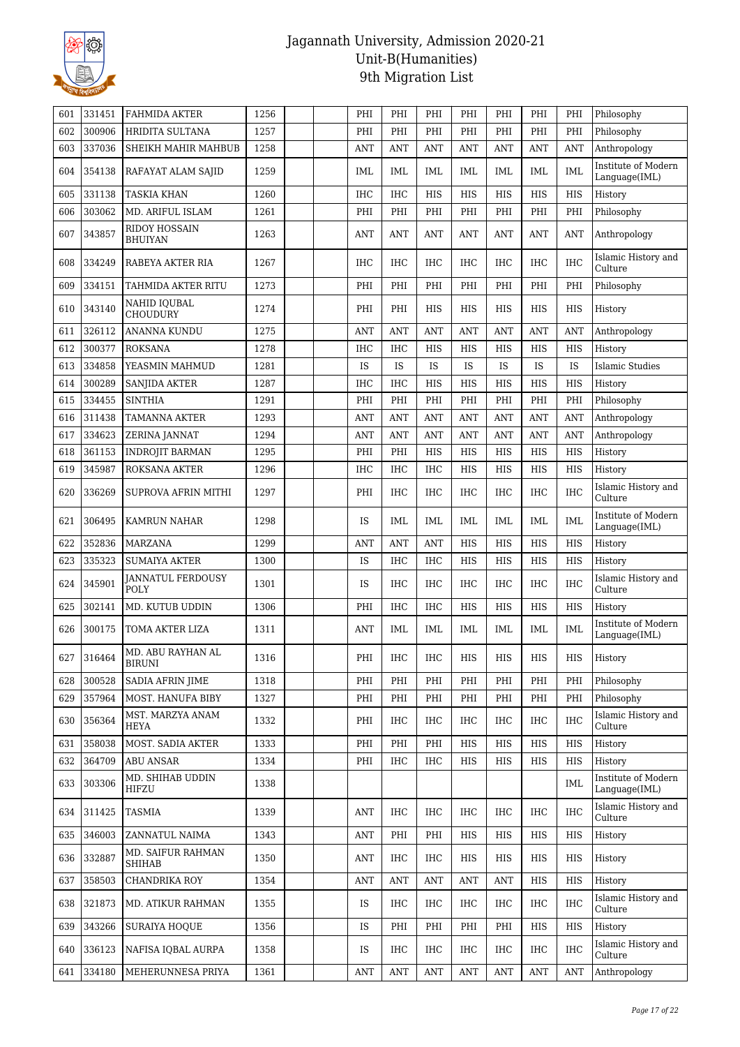# Jagannath University, Admission 2020-21
## Unit-B(Humanities)
## 9th Migration List

| 601 | 331451 | FAHMIDA AKTER | 1256 | | | PHI | PHI | PHI | PHI | PHI | PHI | PHI | Philosophy |
|---|---|---|---|---|---|---|---|---|---|---|---|---|---|
| 602 | 300906 | HRIDITA SULTANA | 1257 | | | PHI | PHI | PHI | PHI | PHI | PHI | PHI | Philosophy |
| 603 | 337036 | SHEIKH MAHIR MAHBUB | 1258 | | | ANT | ANT | ANT | ANT | ANT | ANT | ANT | Anthropology |
| 604 | 354138 | RAFAYAT ALAM SAJID | 1259 | | | IML | IML | IML | IML | IML | IML | IML | Institute of Modern Language(IML) |
| 605 | 331138 | TASKIA KHAN | 1260 | | | IHC | IHC | HIS | HIS | HIS | HIS | HIS | History |
| 606 | 303062 | MD. ARIFUL ISLAM | 1261 | | | PHI | PHI | PHI | PHI | PHI | PHI | PHI | Philosophy |
| 607 | 343857 | RIDOY HOSSAIN BHUIYAN | 1263 | | | ANT | ANT | ANT | ANT | ANT | ANT | ANT | Anthropology |
| 608 | 334249 | RABEYA AKTER RIA | 1267 | | | IHC | IHC | IHC | IHC | IHC | IHC | IHC | Islamic History and Culture |
| 609 | 334151 | TAHMIDA AKTER RITU | 1273 | | | PHI | PHI | PHI | PHI | PHI | PHI | PHI | Philosophy |
| 610 | 343140 | NAHID IQUBAL CHOUDURY | 1274 | | | PHI | PHI | HIS | HIS | HIS | HIS | HIS | History |
| 611 | 326112 | ANANNA KUNDU | 1275 | | | ANT | ANT | ANT | ANT | ANT | ANT | ANT | Anthropology |
| 612 | 300377 | ROKSANA | 1278 | | | IHC | IHC | HIS | HIS | HIS | HIS | HIS | History |
| 613 | 334858 | YEASMIN MAHMUD | 1281 | | | IS | IS | IS | IS | IS | IS | IS | Islamic Studies |
| 614 | 300289 | SANJIDA AKTER | 1287 | | | IHC | IHC | HIS | HIS | HIS | HIS | HIS | History |
| 615 | 334455 | SINTHIA | 1291 | | | PHI | PHI | PHI | PHI | PHI | PHI | PHI | Philosophy |
| 616 | 311438 | TAMANNA AKTER | 1293 | | | ANT | ANT | ANT | ANT | ANT | ANT | ANT | Anthropology |
| 617 | 334623 | ZERINA JANNAT | 1294 | | | ANT | ANT | ANT | ANT | ANT | ANT | ANT | Anthropology |
| 618 | 361153 | INDROJIT BARMAN | 1295 | | | PHI | PHI | HIS | HIS | HIS | HIS | HIS | History |
| 619 | 345987 | ROKSANA AKTER | 1296 | | | IHC | IHC | IHC | HIS | HIS | HIS | HIS | History |
| 620 | 336269 | SUPROVA AFRIN MITHI | 1297 | | | PHI | IHC | IHC | IHC | IHC | IHC | IHC | Islamic History and Culture |
| 621 | 306495 | KAMRUN NAHAR | 1298 | | | IS | IML | IML | IML | IML | IML | IML | Institute of Modern Language(IML) |
| 622 | 352836 | MARZANA | 1299 | | | ANT | ANT | ANT | HIS | HIS | HIS | HIS | History |
| 623 | 335323 | SUMAIYA AKTER | 1300 | | | IS | IHC | IHC | HIS | HIS | HIS | HIS | History |
| 624 | 345901 | JANNATUL FERDOUSY POLY | 1301 | | | IS | IHC | IHC | IHC | IHC | IHC | IHC | Islamic History and Culture |
| 625 | 302141 | MD. KUTUB UDDIN | 1306 | | | PHI | IHC | IHC | HIS | HIS | HIS | HIS | History |
| 626 | 300175 | TOMA AKTER LIZA | 1311 | | | ANT | IML | IML | IML | IML | IML | IML | Institute of Modern Language(IML) |
| 627 | 316464 | MD. ABU RAYHAN AL BIRUNI | 1316 | | | PHI | IHC | IHC | HIS | HIS | HIS | HIS | History |
| 628 | 300528 | SADIA AFRIN JIME | 1318 | | | PHI | PHI | PHI | PHI | PHI | PHI | PHI | Philosophy |
| 629 | 357964 | MOST. HANUFA BIBY | 1327 | | | PHI | PHI | PHI | PHI | PHI | PHI | PHI | Philosophy |
| 630 | 356364 | MST. MARZYA ANAM HEYA | 1332 | | | PHI | IHC | IHC | IHC | IHC | IHC | IHC | Islamic History and Culture |
| 631 | 358038 | MOST. SADIA AKTER | 1333 | | | PHI | PHI | PHI | HIS | HIS | HIS | HIS | History |
| 632 | 364709 | ABU ANSAR | 1334 | | | PHI | IHC | IHC | HIS | HIS | HIS | HIS | History |
| 633 | 303306 | MD. SHIHAB UDDIN HIFZU | 1338 | | | | | | | | | IML | Institute of Modern Language(IML) |
| 634 | 311425 | TASMIA | 1339 | | | ANT | IHC | IHC | IHC | IHC | IHC | IHC | Islamic History and Culture |
| 635 | 346003 | ZANNATUL NAIMA | 1343 | | | ANT | PHI | PHI | HIS | HIS | HIS | HIS | History |
| 636 | 332887 | MD. SAIFUR RAHMAN SHIHAB | 1350 | | | ANT | IHC | IHC | HIS | HIS | HIS | HIS | History |
| 637 | 358503 | CHANDRIKA ROY | 1354 | | | ANT | ANT | ANT | ANT | ANT | HIS | HIS | History |
| 638 | 321873 | MD. ATIKUR RAHMAN | 1355 | | | IS | IHC | IHC | IHC | IHC | IHC | IHC | Islamic History and Culture |
| 639 | 343266 | SURAIYA HOQUE | 1356 | | | IS | PHI | PHI | PHI | PHI | HIS | HIS | History |
| 640 | 336123 | NAFISA IQBAL AURPA | 1358 | | | IS | IHC | IHC | IHC | IHC | IHC | IHC | Islamic History and Culture |
| 641 | 334180 | MEHERUNNESA PRIYA | 1361 | | | ANT | ANT | ANT | ANT | ANT | ANT | ANT | Anthropology |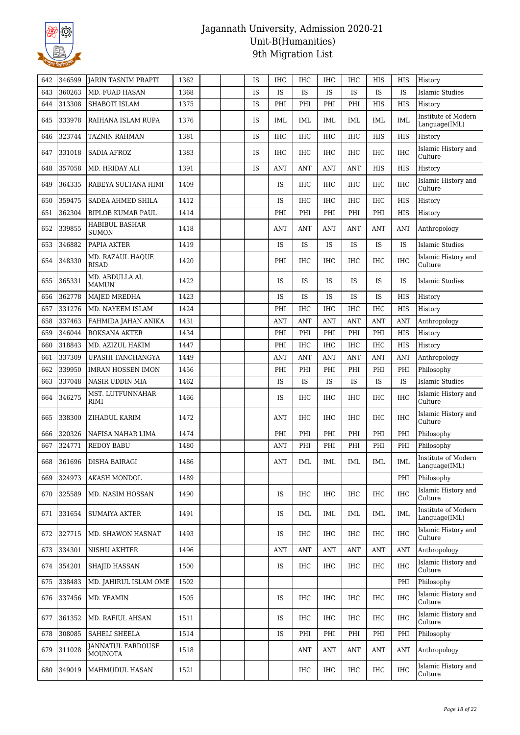# Jagannath University, Admission 2020-21
## Unit-B(Humanities)
## 9th Migration List

| | | | | | | | | | | | | | |
|---|---|---|---|---|---|---|---|---|---|---|---|---|---|
| 642 | 346599 | JARIN TASNIM PRAPTI | 1362 | | | IS | IHC | IHC | IHC | IHC | HIS | HIS | History |
| 643 | 360263 | MD. FUAD HASAN | 1368 | | | IS | IS | IS | IS | IS | IS | IS | Islamic Studies |
| 644 | 313308 | SHABOTI ISLAM | 1375 | | | IS | PHI | PHI | PHI | PHI | HIS | HIS | History |
| 645 | 333978 | RAIHANA ISLAM RUPA | 1376 | | | IS | IML | IML | IML | IML | IML | IML | Institute of Modern Language(IML) |
| 646 | 323744 | TAZNIN RAHMAN | 1381 | | | IS | IHC | IHC | IHC | IHC | HIS | HIS | History |
| 647 | 331018 | SADIA AFROZ | 1383 | | | IS | IHC | IHC | IHC | IHC | IHC | IHC | Islamic History and Culture |
| 648 | 357058 | MD. HRIDAY ALI | 1391 | | | IS | ANT | ANT | ANT | ANT | HIS | HIS | History |
| 649 | 364335 | RABEYA SULTANA HIMI | 1409 | | | | IS | IHC | IHC | IHC | IHC | IHC | Islamic History and Culture |
| 650 | 359475 | SADEA AHMED SHILA | 1412 | | | | IS | IHC | IHC | IHC | IHC | HIS | History |
| 651 | 362304 | BIPLOB KUMAR PAUL | 1414 | | | | PHI | PHI | PHI | PHI | PHI | HIS | History |
| 652 | 339855 | HABIBUL BASHAR SUMON | 1418 | | | | ANT | ANT | ANT | ANT | ANT | ANT | Anthropology |
| 653 | 346882 | PAPIA AKTER | 1419 | | | | IS | IS | IS | IS | IS | IS | Islamic Studies |
| 654 | 348330 | MD. RAZAUL HAQUE RISAD | 1420 | | | | PHI | IHC | IHC | IHC | IHC | IHC | Islamic History and Culture |
| 655 | 365331 | MD. ABDULLA AL MAMUN | 1422 | | | | IS | IS | IS | IS | IS | IS | Islamic Studies |
| 656 | 362778 | MAJED MREDHA | 1423 | | | | IS | IS | IS | IS | IS | HIS | History |
| 657 | 331276 | MD. NAYEEM ISLAM | 1424 | | | | PHI | IHC | IHC | IHC | IHC | HIS | History |
| 658 | 337463 | FAHMIDA JAHAN ANIKA | 1431 | | | | ANT | ANT | ANT | ANT | ANT | ANT | Anthropology |
| 659 | 346044 | ROKSANA AKTER | 1434 | | | | PHI | PHI | PHI | PHI | PHI | HIS | History |
| 660 | 318843 | MD. AZIZUL HAKIM | 1447 | | | | PHI | IHC | IHC | IHC | IHC | HIS | History |
| 661 | 337309 | UPASHI TANCHANGYA | 1449 | | | | ANT | ANT | ANT | ANT | ANT | ANT | Anthropology |
| 662 | 339950 | IMRAN HOSSEN IMON | 1456 | | | | PHI | PHI | PHI | PHI | PHI | PHI | Philosophy |
| 663 | 337048 | NASIR UDDIN MIA | 1462 | | | | IS | IS | IS | IS | IS | IS | Islamic Studies |
| 664 | 346275 | MST. LUTFUNNAHAR RIMI | 1466 | | | | IS | IHC | IHC | IHC | IHC | IHC | Islamic History and Culture |
| 665 | 338300 | ZIHADUL KARIM | 1472 | | | | ANT | IHC | IHC | IHC | IHC | IHC | Islamic History and Culture |
| 666 | 320326 | NAFISA NAHAR LIMA | 1474 | | | | PHI | PHI | PHI | PHI | PHI | PHI | Philosophy |
| 667 | 324771 | REDOY BABU | 1480 | | | | ANT | PHI | PHI | PHI | PHI | PHI | Philosophy |
| 668 | 361696 | DISHA BAIRAGI | 1486 | | | | ANT | IML | IML | IML | IML | IML | Institute of Modern Language(IML) |
| 669 | 324973 | AKASH MONDOL | 1489 | | | | | | | | | PHI | Philosophy |
| 670 | 325589 | MD. NASIM HOSSAN | 1490 | | | | IS | IHC | IHC | IHC | IHC | IHC | Islamic History and Culture |
| 671 | 331654 | SUMAIYA AKTER | 1491 | | | | IS | IML | IML | IML | IML | IML | Institute of Modern Language(IML) |
| 672 | 327715 | MD. SHAWON HASNAT | 1493 | | | | IS | IHC | IHC | IHC | IHC | IHC | Islamic History and Culture |
| 673 | 334301 | NISHU AKHTER | 1496 | | | | ANT | ANT | ANT | ANT | ANT | ANT | Anthropology |
| 674 | 354201 | SHAJID HASSAN | 1500 | | | | IS | IHC | IHC | IHC | IHC | IHC | Islamic History and Culture |
| 675 | 338483 | MD. JAHIRUL ISLAM OME | 1502 | | | | | | | | | PHI | Philosophy |
| 676 | 337456 | MD. YEAMIN | 1505 | | | | IS | IHC | IHC | IHC | IHC | IHC | Islamic History and Culture |
| 677 | 361352 | MD. RAFIUL AHSAN | 1511 | | | | IS | IHC | IHC | IHC | IHC | IHC | Islamic History and Culture |
| 678 | 308085 | SAHELI SHEELA | 1514 | | | | IS | PHI | PHI | PHI | PHI | PHI | Philosophy |
| 679 | 311028 | JANNATUL FARDOUSE MOUNOTA | 1518 | | | | | ANT | ANT | ANT | ANT | ANT | Anthropology |
| 680 | 349019 | MAHMUDUL HASAN | 1521 | | | | | IHC | IHC | IHC | IHC | IHC | Islamic History and Culture |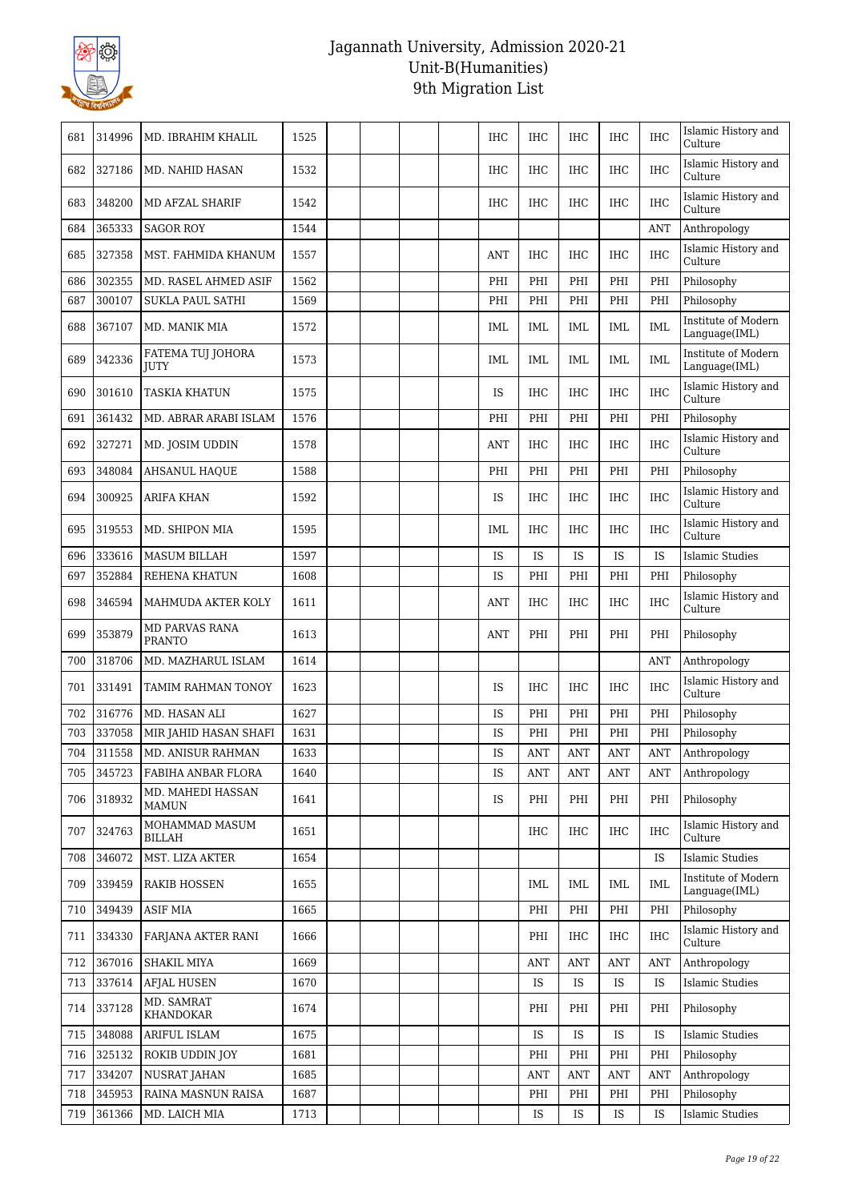# Jagannath University, Admission 2020-21
## Unit-B(Humanities)
## 9th Migration List

| | | | | | | | | | | | | | |
|---|---|---|---|---|---|---|---|---|---|---|---|---|---|
| 681 | 314996 | MD. IBRAHIM KHALIL | 1525 | | | | | IHC | IHC | IHC | IHC | IHC | Islamic History and Culture |
| 682 | 327186 | MD. NAHID HASAN | 1532 | | | | | IHC | IHC | IHC | IHC | IHC | Islamic History and Culture |
| 683 | 348200 | MD AFZAL SHARIF | 1542 | | | | | IHC | IHC | IHC | IHC | IHC | Islamic History and Culture |
| 684 | 365333 | SAGOR ROY | 1544 | | | | | | | | | ANT | Anthropology |
| 685 | 327358 | MST. FAHMIDA KHANUM | 1557 | | | | | ANT | IHC | IHC | IHC | IHC | Islamic History and Culture |
| 686 | 302355 | MD. RASEL AHMED ASIF | 1562 | | | | | PHI | PHI | PHI | PHI | PHI | Philosophy |
| 687 | 300107 | SUKLA PAUL SATHI | 1569 | | | | | PHI | PHI | PHI | PHI | PHI | Philosophy |
| 688 | 367107 | MD. MANIK MIA | 1572 | | | | | IML | IML | IML | IML | IML | Institute of Modern Language(IML) |
| 689 | 342336 | FATEMA TUJ JOHORA JUTY | 1573 | | | | | IML | IML | IML | IML | IML | Institute of Modern Language(IML) |
| 690 | 301610 | TASKIA KHATUN | 1575 | | | | | IS | IHC | IHC | IHC | IHC | Islamic History and Culture |
| 691 | 361432 | MD. ABRAR ARABI ISLAM | 1576 | | | | | PHI | PHI | PHI | PHI | PHI | Philosophy |
| 692 | 327271 | MD. JOSIM UDDIN | 1578 | | | | | ANT | IHC | IHC | IHC | IHC | Islamic History and Culture |
| 693 | 348084 | AHSANUL HAQUE | 1588 | | | | | PHI | PHI | PHI | PHI | PHI | Philosophy |
| 694 | 300925 | ARIFA KHAN | 1592 | | | | | IS | IHC | IHC | IHC | IHC | Islamic History and Culture |
| 695 | 319553 | MD. SHIPON MIA | 1595 | | | | | IML | IHC | IHC | IHC | IHC | Islamic History and Culture |
| 696 | 333616 | MASUM BILLAH | 1597 | | | | | IS | IS | IS | IS | IS | Islamic Studies |
| 697 | 352884 | REHENA KHATUN | 1608 | | | | | IS | PHI | PHI | PHI | PHI | Philosophy |
| 698 | 346594 | MAHMUDA AKTER KOLY | 1611 | | | | | ANT | IHC | IHC | IHC | IHC | Islamic History and Culture |
| 699 | 353879 | MD PARVAS RANA PRANTO | 1613 | | | | | ANT | PHI | PHI | PHI | PHI | Philosophy |
| 700 | 318706 | MD. MAZHARUL ISLAM | 1614 | | | | | | | | | ANT | Anthropology |
| 701 | 331491 | TAMIM RAHMAN TONOY | 1623 | | | | | IS | IHC | IHC | IHC | IHC | Islamic History and Culture |
| 702 | 316776 | MD. HASAN ALI | 1627 | | | | | IS | PHI | PHI | PHI | PHI | Philosophy |
| 703 | 337058 | MIR JAHID HASAN SHAFI | 1631 | | | | | IS | PHI | PHI | PHI | PHI | Philosophy |
| 704 | 311558 | MD. ANISUR RAHMAN | 1633 | | | | | IS | ANT | ANT | ANT | ANT | Anthropology |
| 705 | 345723 | FABIHA ANBAR FLORA | 1640 | | | | | IS | ANT | ANT | ANT | ANT | Anthropology |
| 706 | 318932 | MD. MAHEDI HASSAN MAMUN | 1641 | | | | | IS | PHI | PHI | PHI | PHI | Philosophy |
| 707 | 324763 | MOHAMMAD MASUM BILLAH | 1651 | | | | | | IHC | IHC | IHC | IHC | Islamic History and Culture |
| 708 | 346072 | MST. LIZA AKTER | 1654 | | | | | | | | | IS | Islamic Studies |
| 709 | 339459 | RAKIB HOSSEN | 1655 | | | | | | IML | IML | IML | IML | Institute of Modern Language(IML) |
| 710 | 349439 | ASIF MIA | 1665 | | | | | | PHI | PHI | PHI | PHI | Philosophy |
| 711 | 334330 | FARJANA AKTER RANI | 1666 | | | | | | PHI | IHC | IHC | IHC | Islamic History and Culture |
| 712 | 367016 | SHAKIL MIYA | 1669 | | | | | | ANT | ANT | ANT | ANT | Anthropology |
| 713 | 337614 | AFJAL HUSEN | 1670 | | | | | | IS | IS | IS | IS | Islamic Studies |
| 714 | 337128 | MD. SAMRAT KHANDOKAR | 1674 | | | | | | PHI | PHI | PHI | PHI | Philosophy |
| 715 | 348088 | ARIFUL ISLAM | 1675 | | | | | | IS | IS | IS | IS | Islamic Studies |
| 716 | 325132 | ROKIB UDDIN JOY | 1681 | | | | | | PHI | PHI | PHI | PHI | Philosophy |
| 717 | 334207 | NUSRAT JAHAN | 1685 | | | | | | ANT | ANT | ANT | ANT | Anthropology |
| 718 | 345953 | RAINA MASNUN RAISA | 1687 | | | | | | PHI | PHI | PHI | PHI | Philosophy |
| 719 | 361366 | MD. LAICH MIA | 1713 | | | | | | IS | IS | IS | IS | Islamic Studies |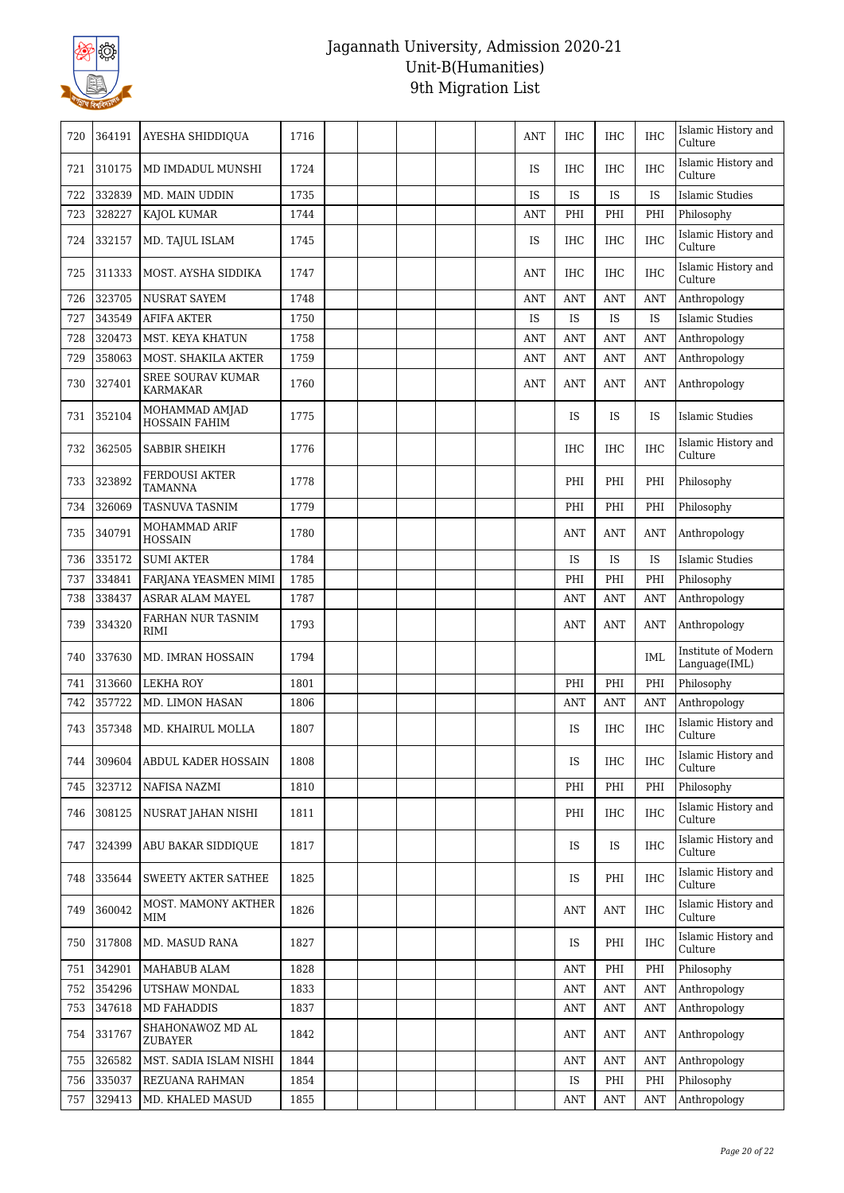| | | | | | | | | | | | | | |
|---|---|---|---|---|---|---|---|---|---|---|---|---|---|
| 720 | 364191 | AYESHA SHIDDIQUA | 1716 | | | | | | ANT | IHC | IHC | IHC | Islamic History and Culture |
| 721 | 310175 | MD IMDADUL MUNSHI | 1724 | | | | | | IS | IHC | IHC | IHC | Islamic History and Culture |
| 722 | 332839 | MD. MAIN UDDIN | 1735 | | | | | | IS | IS | IS | IS | Islamic Studies |
| 723 | 328227 | KAJOL KUMAR | 1744 | | | | | | ANT | PHI | PHI | PHI | Philosophy |
| 724 | 332157 | MD. TAJUL ISLAM | 1745 | | | | | | IS | IHC | IHC | IHC | Islamic History and Culture |
| 725 | 311333 | MOST. AYSHA SIDDIKA | 1747 | | | | | | ANT | IHC | IHC | IHC | Islamic History and Culture |
| 726 | 323705 | NUSRAT SAYEM | 1748 | | | | | | ANT | ANT | ANT | ANT | Anthropology |
| 727 | 343549 | AFIFA AKTER | 1750 | | | | | | IS | IS | IS | IS | Islamic Studies |
| 728 | 320473 | MST. KEYA KHATUN | 1758 | | | | | | ANT | ANT | ANT | ANT | Anthropology |
| 729 | 358063 | MOST. SHAKILA AKTER | 1759 | | | | | | ANT | ANT | ANT | ANT | Anthropology |
| 730 | 327401 | SREE SOURAV KUMAR KARMAKAR | 1760 | | | | | | ANT | ANT | ANT | ANT | Anthropology |
| 731 | 352104 | MOHAMMAD AMJAD HOSSAIN FAHIM | 1775 | | | | | | | IS | IS | IS | Islamic Studies |
| 732 | 362505 | SABBIR SHEIKH | 1776 | | | | | | | IHC | IHC | IHC | Islamic History and Culture |
| 733 | 323892 | FERDOUSI AKTER TAMANNA | 1778 | | | | | | | PHI | PHI | PHI | Philosophy |
| 734 | 326069 | TASNUVA TASNIM | 1779 | | | | | | | PHI | PHI | PHI | Philosophy |
| 735 | 340791 | MOHAMMAD ARIF HOSSAIN | 1780 | | | | | | | ANT | ANT | ANT | Anthropology |
| 736 | 335172 | SUMI AKTER | 1784 | | | | | | | IS | IS | IS | Islamic Studies |
| 737 | 334841 | FARJANA YEASMEN MIMI | 1785 | | | | | | | PHI | PHI | PHI | Philosophy |
| 738 | 338437 | ASRAR ALAM MAYEL | 1787 | | | | | | | ANT | ANT | ANT | Anthropology |
| 739 | 334320 | FARHAN NUR TASNIM RIMI | 1793 | | | | | | | ANT | ANT | ANT | Anthropology |
| 740 | 337630 | MD. IMRAN HOSSAIN | 1794 | | | | | | | | | IML | Institute of Modern Language(IML) |
| 741 | 313660 | LEKHA ROY | 1801 | | | | | | | PHI | PHI | PHI | Philosophy |
| 742 | 357722 | MD. LIMON HASAN | 1806 | | | | | | | ANT | ANT | ANT | Anthropology |
| 743 | 357348 | MD. KHAIRUL MOLLA | 1807 | | | | | | | IS | IHC | IHC | Islamic History and Culture |
| 744 | 309604 | ABDUL KADER HOSSAIN | 1808 | | | | | | | IS | IHC | IHC | Islamic History and Culture |
| 745 | 323712 | NAFISA NAZMI | 1810 | | | | | | | PHI | PHI | PHI | Philosophy |
| 746 | 308125 | NUSRAT JAHAN NISHI | 1811 | | | | | | | PHI | IHC | IHC | Islamic History and Culture |
| 747 | 324399 | ABU BAKAR SIDDIQUE | 1817 | | | | | | | IS | IS | IHC | Islamic History and Culture |
| 748 | 335644 | SWEETY AKTER SATHEE | 1825 | | | | | | | IS | PHI | IHC | Islamic History and Culture |
| 749 | 360042 | MOST. MAMONY AKTHER MIM | 1826 | | | | | | | ANT | ANT | IHC | Islamic History and Culture |
| 750 | 317808 | MD. MASUD RANA | 1827 | | | | | | | IS | PHI | IHC | Islamic History and Culture |
| 751 | 342901 | MAHABUB ALAM | 1828 | | | | | | | ANT | PHI | PHI | Philosophy |
| 752 | 354296 | UTSHAW MONDAL | 1833 | | | | | | | ANT | ANT | ANT | Anthropology |
| 753 | 347618 | MD FAHADDIS | 1837 | | | | | | | ANT | ANT | ANT | Anthropology |
| 754 | 331767 | SHAHONAWOZ MD AL ZUBAYER | 1842 | | | | | | | ANT | ANT | ANT | Anthropology |
| 755 | 326582 | MST. SADIA ISLAM NISHI | 1844 | | | | | | | ANT | ANT | ANT | Anthropology |
| 756 | 335037 | REZUANA RAHMAN | 1854 | | | | | | | IS | PHI | PHI | Philosophy |
| 757 | 329413 | MD. KHALED MASUD | 1855 | | | | | | | ANT | ANT | ANT | Anthropology |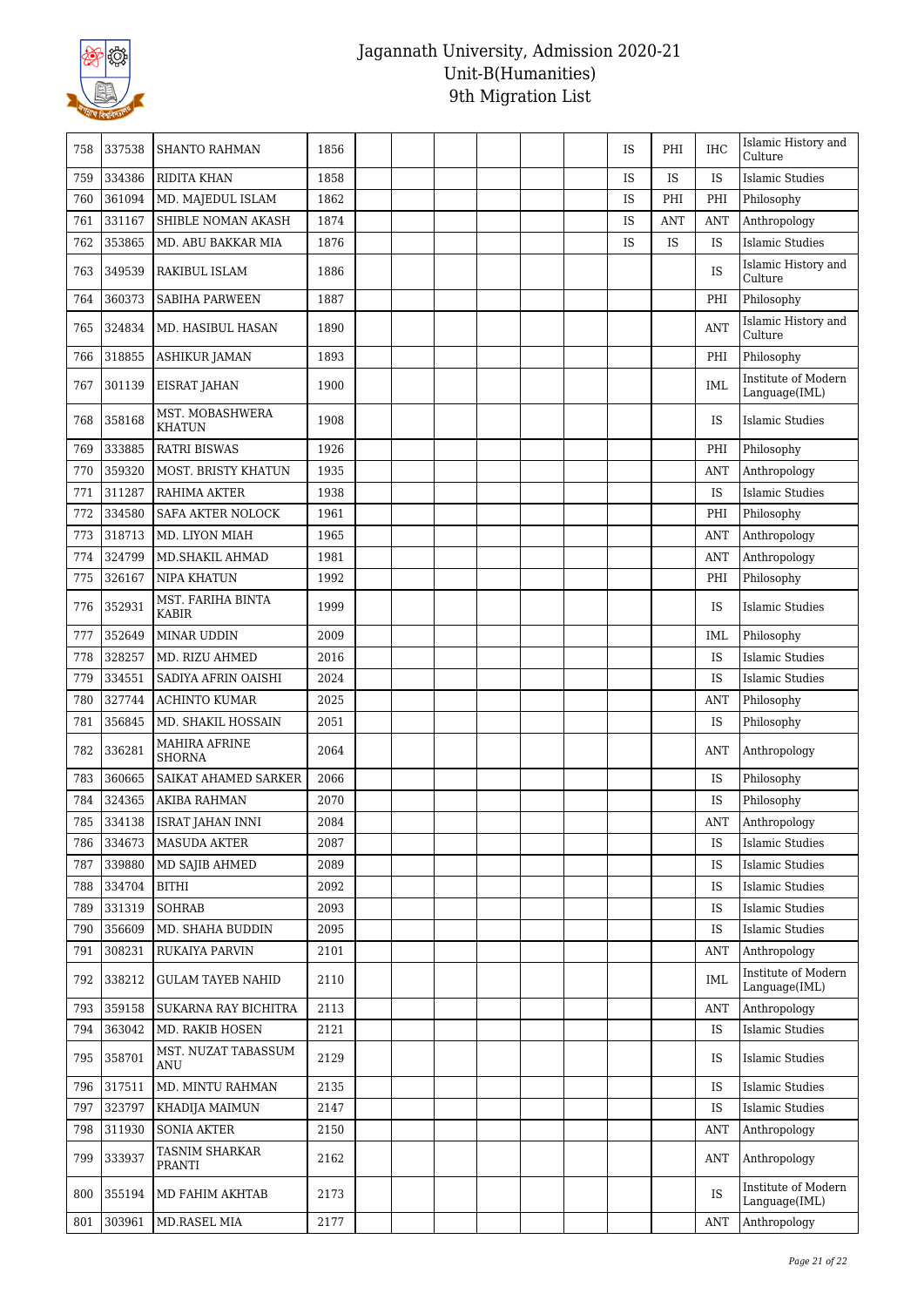| | | | | | | | | | | | | | |
|---|---|---|---|---|---|---|---|---|---|---|---|---|---|
| 758 | 337538 | SHANTO RAHMAN | 1856 | | | | | | | IS | PHI | IHC | Islamic History and Culture |
| 759 | 334386 | RIDITA KHAN | 1858 | | | | | | | IS | IS | IS | Islamic Studies |
| 760 | 361094 | MD. MAJEDUL ISLAM | 1862 | | | | | | | IS | PHI | PHI | Philosophy |
| 761 | 331167 | SHIBLE NOMAN AKASH | 1874 | | | | | | | IS | ANT | ANT | Anthropology |
| 762 | 353865 | MD. ABU BAKKAR MIA | 1876 | | | | | | | IS | IS | IS | Islamic Studies |
| 763 | 349539 | RAKIBUL ISLAM | 1886 | | | | | | | | | IS | Islamic History and Culture |
| 764 | 360373 | SABIHA PARWEEN | 1887 | | | | | | | | | PHI | Philosophy |
| 765 | 324834 | MD. HASIBUL HASAN | 1890 | | | | | | | | | ANT | Islamic History and Culture |
| 766 | 318855 | ASHIKUR JAMAN | 1893 | | | | | | | | | PHI | Philosophy |
| 767 | 301139 | EISRAT JAHAN | 1900 | | | | | | | | | IML | Institute of Modern Language(IML) |
| 768 | 358168 | MST. MOBASHWERA KHATUN | 1908 | | | | | | | | | IS | Islamic Studies |
| 769 | 333885 | RATRI BISWAS | 1926 | | | | | | | | | PHI | Philosophy |
| 770 | 359320 | MOST. BRISTY KHATUN | 1935 | | | | | | | | | ANT | Anthropology |
| 771 | 311287 | RAHIMA AKTER | 1938 | | | | | | | | | IS | Islamic Studies |
| 772 | 334580 | SAFA AKTER NOLOCK | 1961 | | | | | | | | | PHI | Philosophy |
| 773 | 318713 | MD. LIYON MIAH | 1965 | | | | | | | | | ANT | Anthropology |
| 774 | 324799 | MD.SHAKIL AHMAD | 1981 | | | | | | | | | ANT | Anthropology |
| 775 | 326167 | NIPA KHATUN | 1992 | | | | | | | | | PHI | Philosophy |
| 776 | 352931 | MST. FARIHA BINTA KABIR | 1999 | | | | | | | | | IS | Islamic Studies |
| 777 | 352649 | MINAR UDDIN | 2009 | | | | | | | | | IML | Philosophy |
| 778 | 328257 | MD. RIZU AHMED | 2016 | | | | | | | | | IS | Islamic Studies |
| 779 | 334551 | SADIYA AFRIN OAISHI | 2024 | | | | | | | | | IS | Islamic Studies |
| 780 | 327744 | ACHINTO KUMAR | 2025 | | | | | | | | | ANT | Philosophy |
| 781 | 356845 | MD. SHAKIL HOSSAIN | 2051 | | | | | | | | | IS | Philosophy |
| 782 | 336281 | MAHIRA AFRINE SHORNA | 2064 | | | | | | | | | ANT | Anthropology |
| 783 | 360665 | SAIKAT AHAMED SARKER | 2066 | | | | | | | | | IS | Philosophy |
| 784 | 324365 | AKIBA RAHMAN | 2070 | | | | | | | | | IS | Philosophy |
| 785 | 334138 | ISRAT JAHAN INNI | 2084 | | | | | | | | | ANT | Anthropology |
| 786 | 334673 | MASUDA AKTER | 2087 | | | | | | | | | IS | Islamic Studies |
| 787 | 339880 | MD SAJIB AHMED | 2089 | | | | | | | | | IS | Islamic Studies |
| 788 | 334704 | BITHI | 2092 | | | | | | | | | IS | Islamic Studies |
| 789 | 331319 | SOHRAB | 2093 | | | | | | | | | IS | Islamic Studies |
| 790 | 356609 | MD. SHAHA BUDDIN | 2095 | | | | | | | | | IS | Islamic Studies |
| 791 | 308231 | RUKAIYA PARVIN | 2101 | | | | | | | | | ANT | Anthropology |
| 792 | 338212 | GULAM TAYEB NAHID | 2110 | | | | | | | | | IML | Institute of Modern Language(IML) |
| 793 | 359158 | SUKARNA RAY BICHITRA | 2113 | | | | | | | | | ANT | Anthropology |
| 794 | 363042 | MD. RAKIB HOSEN | 2121 | | | | | | | | | IS | Islamic Studies |
| 795 | 358701 | MST. NUZAT TABASSUM ANU | 2129 | | | | | | | | | IS | Islamic Studies |
| 796 | 317511 | MD. MINTU RAHMAN | 2135 | | | | | | | | | IS | Islamic Studies |
| 797 | 323797 | KHADIJA MAIMUN | 2147 | | | | | | | | | IS | Islamic Studies |
| 798 | 311930 | SONIA AKTER | 2150 | | | | | | | | | ANT | Anthropology |
| 799 | 333937 | TASNIM SHARKAR PRANTI | 2162 | | | | | | | | | ANT | Anthropology |
| 800 | 355194 | MD FAHIM AKHTAB | 2173 | | | | | | | | | IS | Institute of Modern Language(IML) |
| 801 | 303961 | MD.RASEL MIA | 2177 | | | | | | | | | ANT | Anthropology |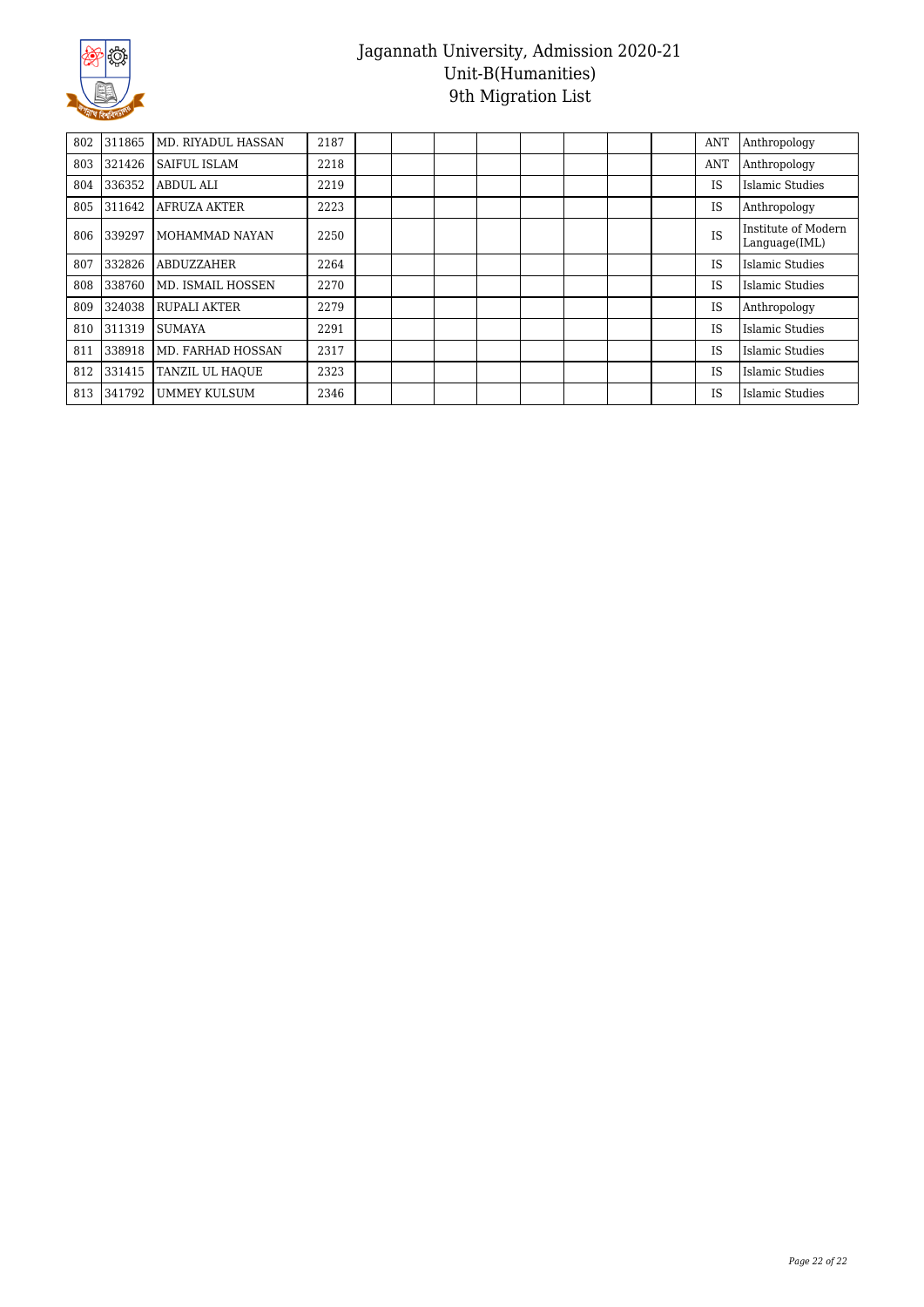# Jagannath University, Admission 2020-21
## Unit-B(Humanities)
## 9th Migration List

| | | | | | | | | | | | | | |
|---|---|---|---|---|---|---|---|---|---|---|---|---|---|
| 802 | 311865 | MD. RIYADUL HASSAN | 2187 | | | | | | | | | ANT | Anthropology |
| 803 | 321426 | SAIFUL ISLAM | 2218 | | | | | | | | | ANT | Anthropology |
| 804 | 336352 | ABDUL ALI | 2219 | | | | | | | | | IS | Islamic Studies |
| 805 | 311642 | AFRUZA AKTER | 2223 | | | | | | | | | IS | Anthropology |
| 806 | 339297 | MOHAMMAD NAYAN | 2250 | | | | | | | | | IS | Institute of Modern Language(IML) |
| 807 | 332826 | ABDUZZAHER | 2264 | | | | | | | | | IS | Islamic Studies |
| 808 | 338760 | MD. ISMAIL HOSSEN | 2270 | | | | | | | | | IS | Islamic Studies |
| 809 | 324038 | RUPALI AKTER | 2279 | | | | | | | | | IS | Anthropology |
| 810 | 311319 | SUMAYA | 2291 | | | | | | | | | IS | Islamic Studies |
| 811 | 338918 | MD. FARHAD HOSSAN | 2317 | | | | | | | | | IS | Islamic Studies |
| 812 | 331415 | TANZIL UL HAQUE | 2323 | | | | | | | | | IS | Islamic Studies |
| 813 | 341792 | UMMEY KULSUM | 2346 | | | | | | | | | IS | Islamic Studies |